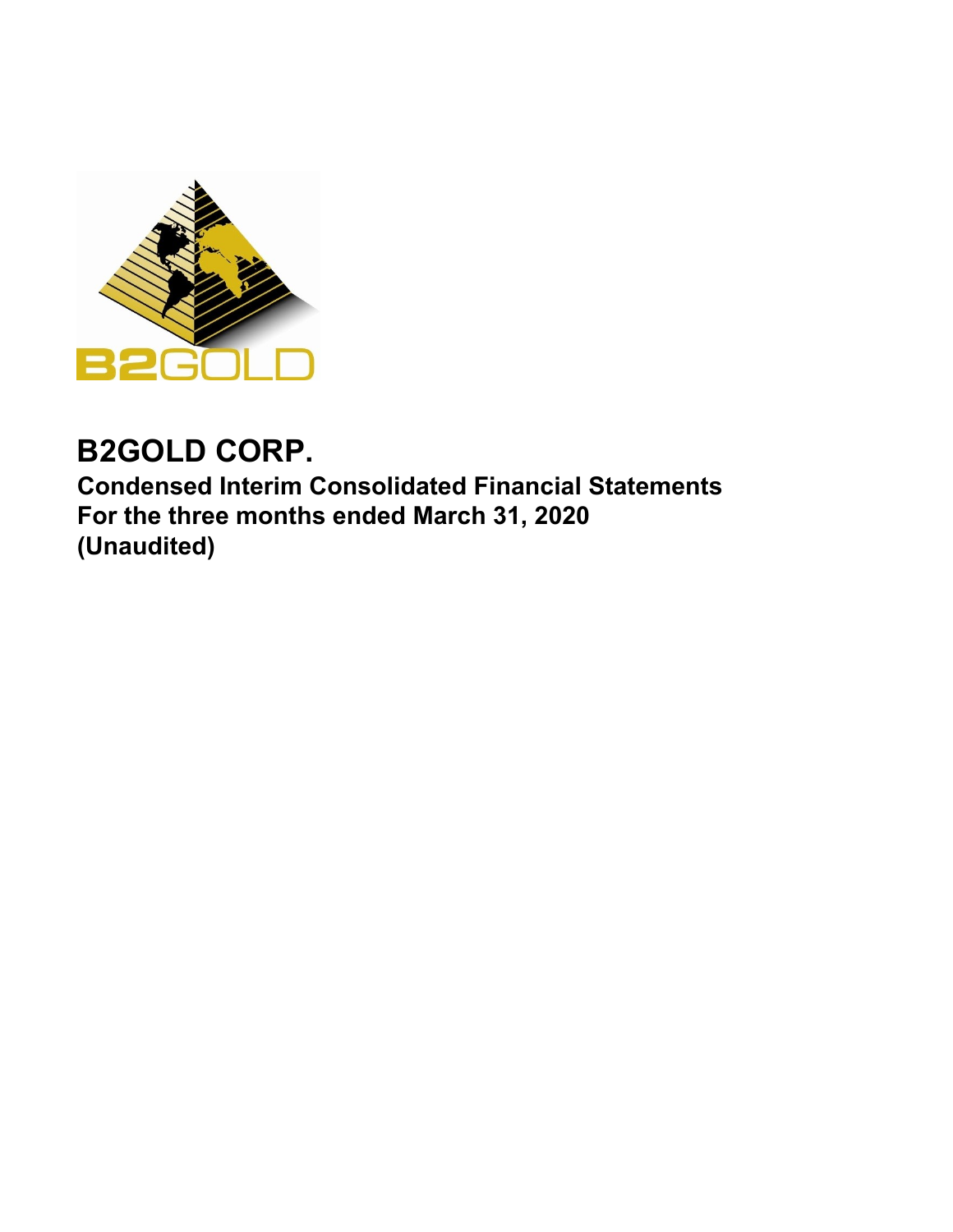# B2GOLD CORP.

**Condensed Interim Consolidated Financial Statements**
**For the three months ended March 31, 2020**
**(Unaudited)**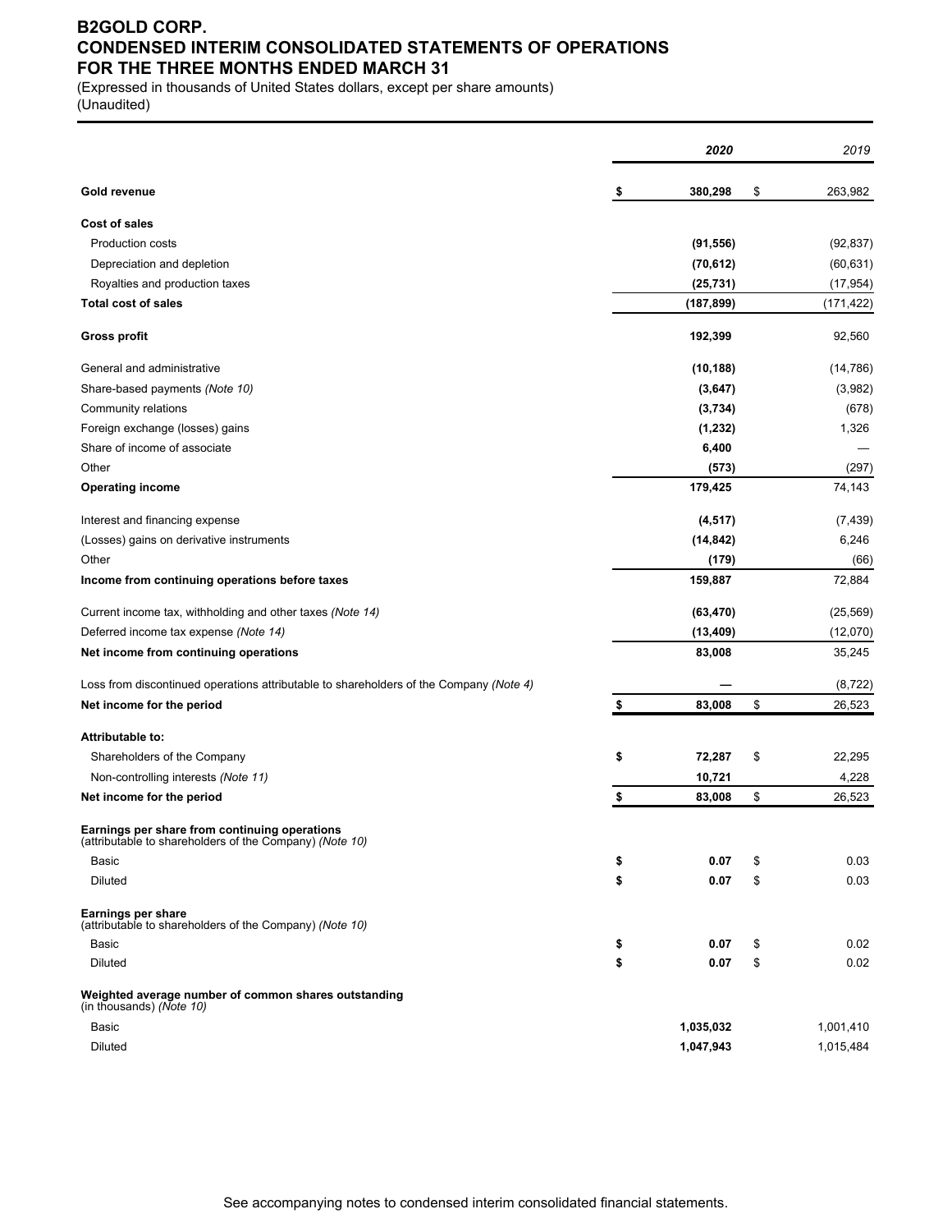# B2GOLD CORP.
# CONDENSED INTERIM CONSOLIDATED STATEMENTS OF OPERATIONS
# FOR THE THREE MONTHS ENDED MARCH 31

(Expressed in thousands of United States dollars, except per share amounts)
(Unaudited)

| | ***2020*** | *2019* |
|---|---|---|
| **Gold revenue** | **$ 380,298** | $ 263,982 |
| **Cost of sales** | | |
| Production costs | **(91,556)** | (92,837) |
| Depreciation and depletion | **(70,612)** | (60,631) |
| Royalties and production taxes | **(25,731)** | (17,954) |
| **Total cost of sales** | **(187,899)** | (171,422) |
| **Gross profit** | **192,399** | 92,560 |
| General and administrative | **(10,188)** | (14,786) |
| Share-based payments *(Note 10)* | **(3,647)** | (3,982) |
| Community relations | **(3,734)** | (678) |
| Foreign exchange (losses) gains | **(1,232)** | 1,326 |
| Share of income of associate | **6,400** | — |
| Other | **(573)** | (297) |
| **Operating income** | **179,425** | 74,143 |
| Interest and financing expense | **(4,517)** | (7,439) |
| (Losses) gains on derivative instruments | **(14,842)** | 6,246 |
| Other | **(179)** | (66) |
| **Income from continuing operations before taxes** | **159,887** | 72,884 |
| Current income tax, withholding and other taxes *(Note 14)* | **(63,470)** | (25,569) |
| Deferred income tax expense *(Note 14)* | **(13,409)** | (12,070) |
| **Net income from continuing operations** | **83,008** | 35,245 |
| Loss from discontinued operations attributable to shareholders of the Company *(Note 4)* | **—** | (8,722) |
| **Net income for the period** | **$ 83,008** | $ 26,523 |
| **Attributable to:** | | |
| Shareholders of the Company | **$ 72,287** | $ 22,295 |
| Non-controlling interests *(Note 11)* | **10,721** | 4,228 |
| **Net income for the period** | **$ 83,008** | $ 26,523 |
| **Earnings per share from continuing operations** (attributable to shareholders of the Company) *(Note 10)* | | |
| Basic | **$ 0.07** | $ 0.03 |
| Diluted | **$ 0.07** | $ 0.03 |
| **Earnings per share** (attributable to shareholders of the Company) *(Note 10)* | | |
| Basic | **$ 0.07** | $ 0.02 |
| Diluted | **$ 0.07** | $ 0.02 |
| **Weighted average number of common shares outstanding** (in thousands) *(Note 10)* | | |
| Basic | **1,035,032** | 1,001,410 |
| Diluted | **1,047,943** | 1,015,484 |

See accompanying notes to condensed interim consolidated financial statements.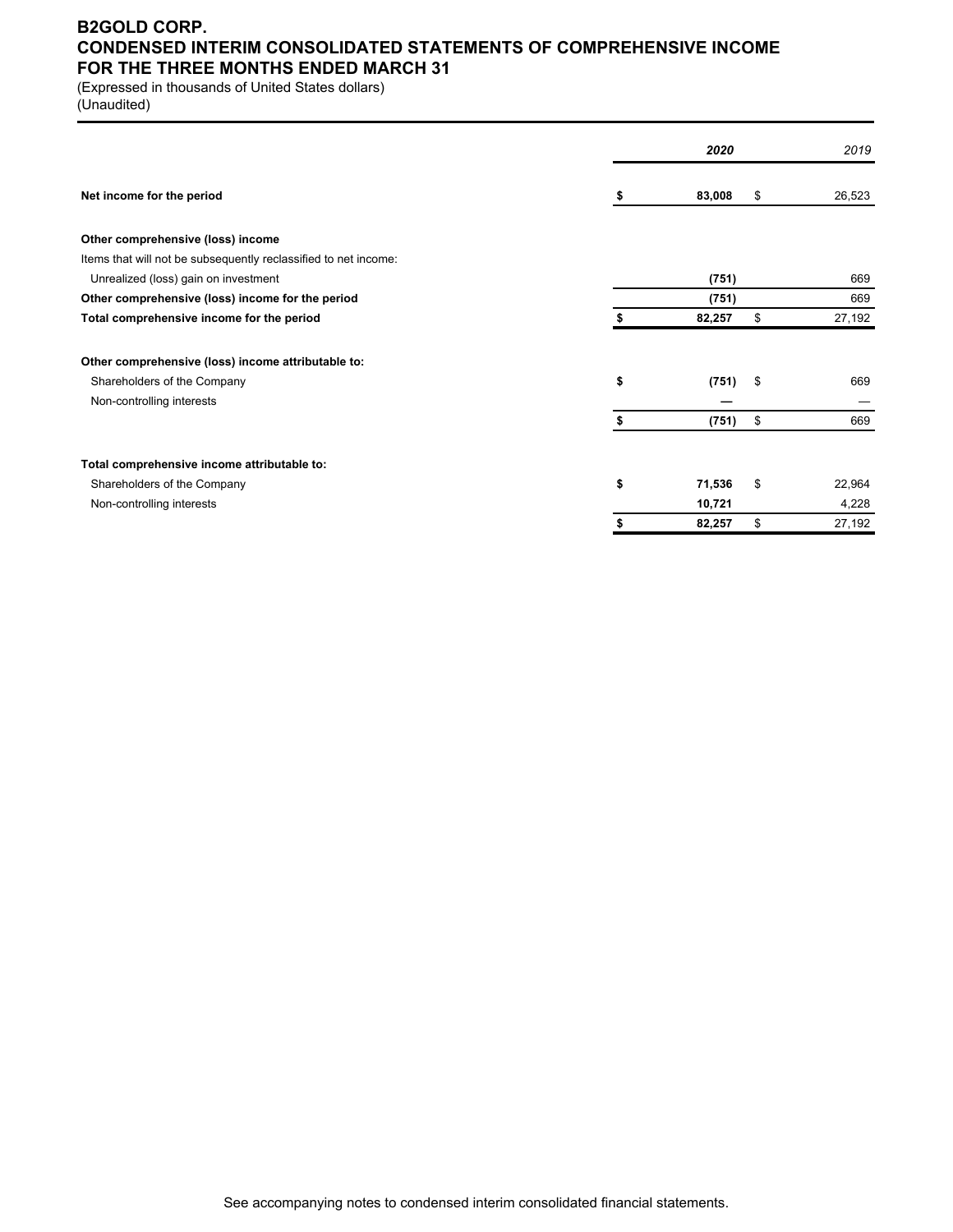# B2GOLD CORP.
## CONDENSED INTERIM CONSOLIDATED STATEMENTS OF COMPREHENSIVE INCOME
## FOR THE THREE MONTHS ENDED MARCH 31

(Expressed in thousands of United States dollars)
(Unaudited)

| | ***2020*** | *2019* |
|---|---|---|
| **Net income for the period** | **$ 83,008** | $ 26,523 |
| | | |
| **Other comprehensive (loss) income** | | |
| Items that will not be subsequently reclassified to net income: | | |
| Unrealized (loss) gain on investment | **(751)** | 669 |
| **Other comprehensive (loss) income for the period** | **(751)** | 669 |
| **Total comprehensive income for the period** | **$ 82,257** | $ 27,192 |
| | | |
| **Other comprehensive (loss) income attributable to:** | | |
| Shareholders of the Company | **$ (751)** | $ 669 |
| Non-controlling interests | **—** | — |
| | **$ (751)** | $ 669 |
| | | |
| **Total comprehensive income attributable to:** | | |
| Shareholders of the Company | **$ 71,536** | $ 22,964 |
| Non-controlling interests | **10,721** | 4,228 |
| | **$ 82,257** | $ 27,192 |

See accompanying notes to condensed interim consolidated financial statements.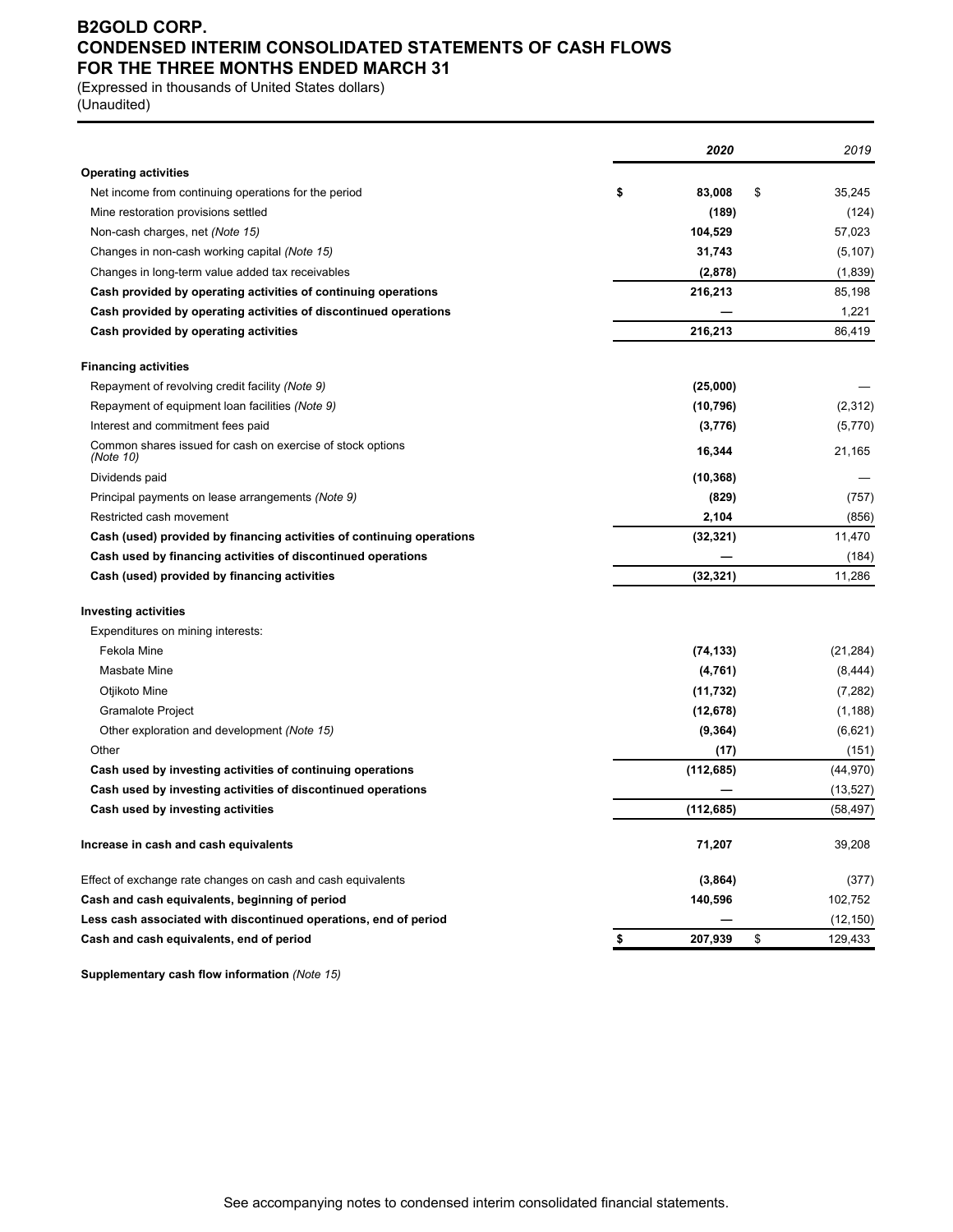# B2GOLD CORP.
## CONDENSED INTERIM CONSOLIDATED STATEMENTS OF CASH FLOWS
## FOR THE THREE MONTHS ENDED MARCH 31

(Expressed in thousands of United States dollars)
(Unaudited)

| | 2020 | 2019 |
|---|---|---|
| **Operating activities** | | |
| Net income from continuing operations for the period | $ 83,008 | $ 35,245 |
| Mine restoration provisions settled | (189) | (124) |
| Non-cash charges, net *(Note 15)* | 104,529 | 57,023 |
| Changes in non-cash working capital *(Note 15)* | 31,743 | (5,107) |
| Changes in long-term value added tax receivables | (2,878) | (1,839) |
| **Cash provided by operating activities of continuing operations** | 216,213 | 85,198 |
| **Cash provided by operating activities of discontinued operations** | — | 1,221 |
| **Cash provided by operating activities** | 216,213 | 86,419 |
| | | |
| **Financing activities** | | |
| Repayment of revolving credit facility *(Note 9)* | (25,000) | — |
| Repayment of equipment loan facilities *(Note 9)* | (10,796) | (2,312) |
| Interest and commitment fees paid | (3,776) | (5,770) |
| Common shares issued for cash on exercise of stock options *(Note 10)* | 16,344 | 21,165 |
| Dividends paid | (10,368) | — |
| Principal payments on lease arrangements *(Note 9)* | (829) | (757) |
| Restricted cash movement | 2,104 | (856) |
| **Cash (used) provided by financing activities of continuing operations** | (32,321) | 11,470 |
| **Cash used by financing activities of discontinued operations** | — | (184) |
| **Cash (used) provided by financing activities** | (32,321) | 11,286 |
| | | |
| **Investing activities** | | |
| Expenditures on mining interests: | | |
| Fekola Mine | (74,133) | (21,284) |
| Masbate Mine | (4,761) | (8,444) |
| Otjikoto Mine | (11,732) | (7,282) |
| Gramalote Project | (12,678) | (1,188) |
| Other exploration and development *(Note 15)* | (9,364) | (6,621) |
| Other | (17) | (151) |
| **Cash used by investing activities of continuing operations** | (112,685) | (44,970) |
| **Cash used by investing activities of discontinued operations** | — | (13,527) |
| **Cash used by investing activities** | (112,685) | (58,497) |
| | | |
| **Increase in cash and cash equivalents** | 71,207 | 39,208 |
| | | |
| Effect of exchange rate changes on cash and cash equivalents | (3,864) | (377) |
| **Cash and cash equivalents, beginning of period** | 140,596 | 102,752 |
| **Less cash associated with discontinued operations, end of period** | — | (12,150) |
| **Cash and cash equivalents, end of period** | $ 207,939 | $ 129,433 |

**Supplementary cash flow information** *(Note 15)*

See accompanying notes to condensed interim consolidated financial statements.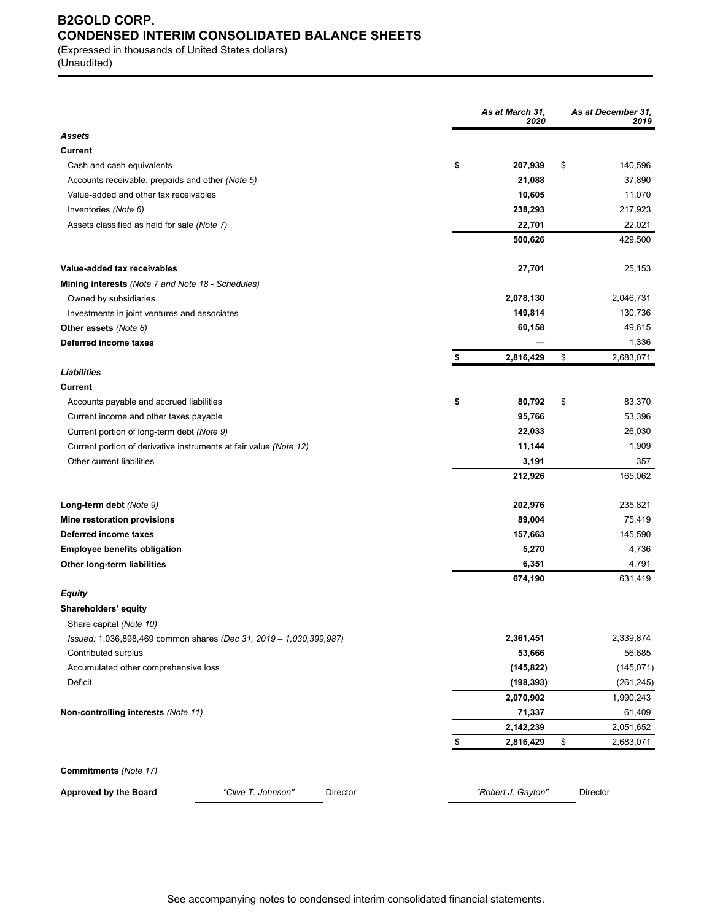# B2GOLD CORP.
## CONDENSED INTERIM CONSOLIDATED BALANCE SHEETS

(Expressed in thousands of United States dollars)
(Unaudited)

| | As at March 31, 2020 | As at December 31, 2019 |
|---|---|---|
| ***Assets*** | | |
| **Current** | | |
| Cash and cash equivalents | $ **207,939** | $ 140,596 |
| Accounts receivable, prepaids and other *(Note 5)* | **21,088** | 37,890 |
| Value-added and other tax receivables | **10,605** | 11,070 |
| Inventories *(Note 6)* | **238,293** | 217,923 |
| Assets classified as held for sale *(Note 7)* | **22,701** | 22,021 |
| | **500,626** | 429,500 |
| **Value-added tax receivables** | **27,701** | 25,153 |
| **Mining interests** *(Note 7 and Note 18 - Schedules)* | | |
| Owned by subsidiaries | **2,078,130** | 2,046,731 |
| Investments in joint ventures and associates | **149,814** | 130,736 |
| **Other assets** *(Note 8)* | **60,158** | 49,615 |
| **Deferred income taxes** | **—** | 1,336 |
| | $ **2,816,429** | $ 2,683,071 |
| ***Liabilities*** | | |
| **Current** | | |
| Accounts payable and accrued liabilities | $ **80,792** | $ 83,370 |
| Current income and other taxes payable | **95,766** | 53,396 |
| Current portion of long-term debt *(Note 9)* | **22,033** | 26,030 |
| Current portion of derivative instruments at fair value *(Note 12)* | **11,144** | 1,909 |
| Other current liabilities | **3,191** | 357 |
| | **212,926** | 165,062 |
| **Long-term debt** *(Note 9)* | **202,976** | 235,821 |
| **Mine restoration provisions** | **89,004** | 75,419 |
| **Deferred income taxes** | **157,663** | 145,590 |
| **Employee benefits obligation** | **5,270** | 4,736 |
| **Other long-term liabilities** | **6,351** | 4,791 |
| | **674,190** | 631,419 |
| ***Equity*** | | |
| **Shareholders' equity** | | |
| Share capital *(Note 10)* | | |
| *Issued:* 1,036,898,469 common shares *(Dec 31, 2019 – 1,030,399,987)* | **2,361,451** | 2,339,874 |
| Contributed surplus | **53,666** | 56,685 |
| Accumulated other comprehensive loss | **(145,822)** | (145,071) |
| Deficit | **(198,393)** | (261,245) |
| | **2,070,902** | 1,990,243 |
| **Non-controlling interests** *(Note 11)* | **71,337** | 61,409 |
| | **2,142,239** | 2,051,652 |
| | $ **2,816,429** | $ 2,683,071 |

**Commitments** *(Note 17)*

**Approved by the Board** *"Clive T. Johnson"* Director *"Robert J. Gayton"* Director

See accompanying notes to condensed interim consolidated financial statements.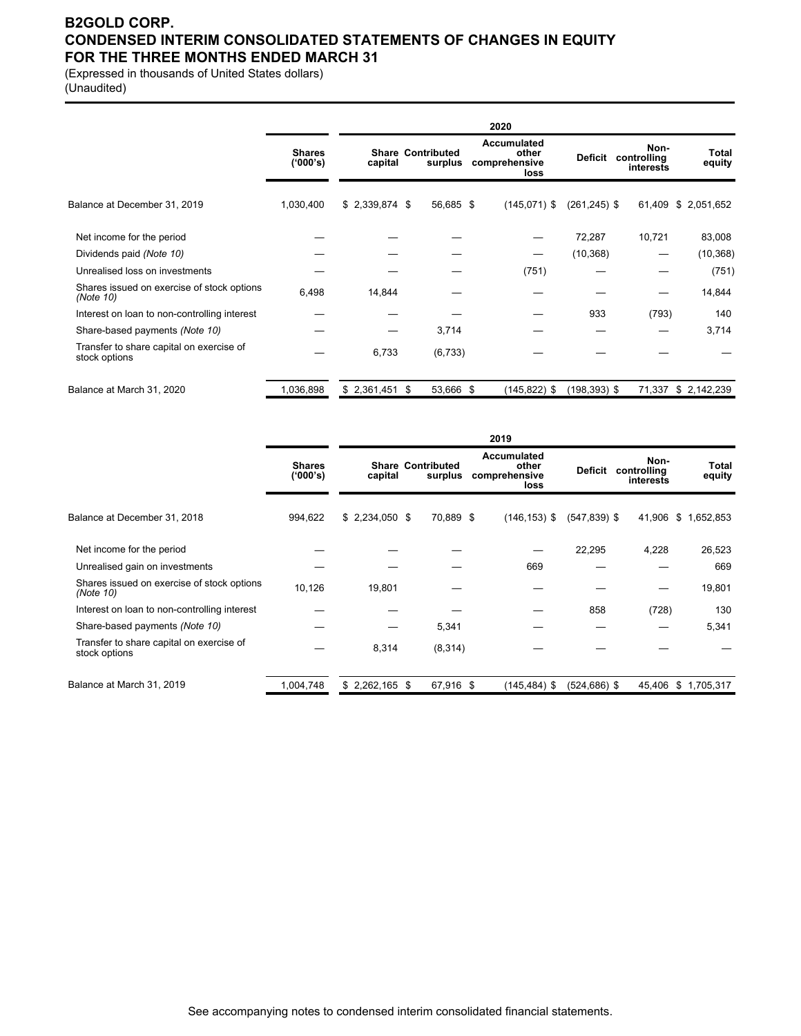# B2GOLD CORP.
# CONDENSED INTERIM CONSOLIDATED STATEMENTS OF CHANGES IN EQUITY
# FOR THE THREE MONTHS ENDED MARCH 31

(Expressed in thousands of United States dollars)
(Unaudited)

| | 2020 | | | | | | |
|---|---|---|---|---|---|---|---|
| | **Shares ('000's)** | **Share capital** | **Contributed surplus** | **Accumulated other comprehensive loss** | **Deficit** | **Non-controlling interests** | **Total equity** |
| Balance at December 31, 2019 | 1,030,400 | $ 2,339,874 | $ 56,685 | $ (145,071) | $ (261,245) | $ 61,409 | $ 2,051,652 |
| Net income for the period | — | — | — | — | 72,287 | 10,721 | 83,008 |
| Dividends paid *(Note 10)* | — | — | — | — | (10,368) | — | (10,368) |
| Unrealised loss on investments | — | — | — | (751) | — | — | (751) |
| Shares issued on exercise of stock options *(Note 10)* | 6,498 | 14,844 | — | — | — | — | 14,844 |
| Interest on loan to non-controlling interest | — | — | — | — | 933 | (793) | 140 |
| Share-based payments *(Note 10)* | — | — | 3,714 | — | — | — | 3,714 |
| Transfer to share capital on exercise of stock options | — | 6,733 | (6,733) | — | — | — | — |
| Balance at March 31, 2020 | 1,036,898 | $ 2,361,451 | $ 53,666 | $ (145,822) | $ (198,393) | $ 71,337 | $ 2,142,239 |

| | 2019 | | | | | | |
|---|---|---|---|---|---|---|---|
| | **Shares ('000's)** | **Share capital** | **Contributed surplus** | **Accumulated other comprehensive loss** | **Deficit** | **Non-controlling interests** | **Total equity** |
| Balance at December 31, 2018 | 994,622 | $ 2,234,050 | $ 70,889 | $ (146,153) | $ (547,839) | $ 41,906 | $ 1,652,853 |
| Net income for the period | — | — | — | — | 22,295 | 4,228 | 26,523 |
| Unrealised gain on investments | — | — | — | 669 | — | — | 669 |
| Shares issued on exercise of stock options *(Note 10)* | 10,126 | 19,801 | — | — | — | — | 19,801 |
| Interest on loan to non-controlling interest | — | — | — | — | 858 | (728) | 130 |
| Share-based payments *(Note 10)* | — | — | 5,341 | — | — | — | 5,341 |
| Transfer to share capital on exercise of stock options | — | 8,314 | (8,314) | — | — | — | — |
| Balance at March 31, 2019 | 1,004,748 | $ 2,262,165 | $ 67,916 | $ (145,484) | $ (524,686) | $ 45,406 | $ 1,705,317 |

See accompanying notes to condensed interim consolidated financial statements.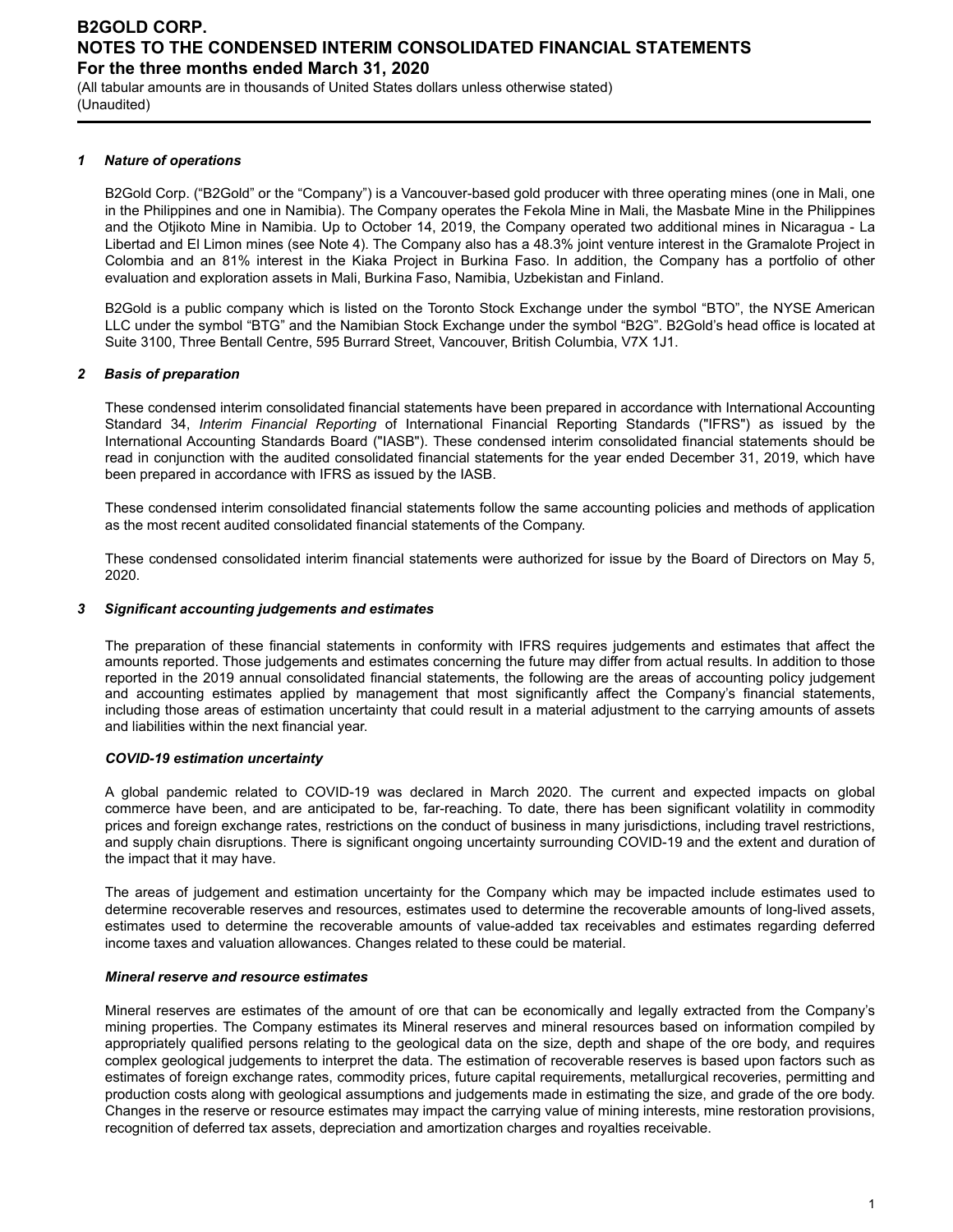## 1 *Nature of operations*

B2Gold Corp. ("B2Gold" or the "Company") is a Vancouver-based gold producer with three operating mines (one in Mali, one in the Philippines and one in Namibia). The Company operates the Fekola Mine in Mali, the Masbate Mine in the Philippines and the Otjikoto Mine in Namibia. Up to October 14, 2019, the Company operated two additional mines in Nicaragua - La Libertad and El Limon mines (see Note 4). The Company also has a 48.3% joint venture interest in the Gramalote Project in Colombia and an 81% interest in the Kiaka Project in Burkina Faso. In addition, the Company has a portfolio of other evaluation and exploration assets in Mali, Burkina Faso, Namibia, Uzbekistan and Finland.

B2Gold is a public company which is listed on the Toronto Stock Exchange under the symbol "BTO", the NYSE American LLC under the symbol "BTG" and the Namibian Stock Exchange under the symbol "B2G". B2Gold's head office is located at Suite 3100, Three Bentall Centre, 595 Burrard Street, Vancouver, British Columbia, V7X 1J1.

## 2 *Basis of preparation*

These condensed interim consolidated financial statements have been prepared in accordance with International Accounting Standard 34, *Interim Financial Reporting* of International Financial Reporting Standards ("IFRS") as issued by the International Accounting Standards Board ("IASB"). These condensed interim consolidated financial statements should be read in conjunction with the audited consolidated financial statements for the year ended December 31, 2019, which have been prepared in accordance with IFRS as issued by the IASB.

These condensed interim consolidated financial statements follow the same accounting policies and methods of application as the most recent audited consolidated financial statements of the Company.

These condensed consolidated interim financial statements were authorized for issue by the Board of Directors on May 5, 2020.

## 3 *Significant accounting judgements and estimates*

The preparation of these financial statements in conformity with IFRS requires judgements and estimates that affect the amounts reported. Those judgements and estimates concerning the future may differ from actual results. In addition to those reported in the 2019 annual consolidated financial statements, the following are the areas of accounting policy judgement and accounting estimates applied by management that most significantly affect the Company's financial statements, including those areas of estimation uncertainty that could result in a material adjustment to the carrying amounts of assets and liabilities within the next financial year.

### *COVID-19 estimation uncertainty*

A global pandemic related to COVID-19 was declared in March 2020. The current and expected impacts on global commerce have been, and are anticipated to be, far-reaching. To date, there has been significant volatility in commodity prices and foreign exchange rates, restrictions on the conduct of business in many jurisdictions, including travel restrictions, and supply chain disruptions. There is significant ongoing uncertainty surrounding COVID-19 and the extent and duration of the impact that it may have.

The areas of judgement and estimation uncertainty for the Company which may be impacted include estimates used to determine recoverable reserves and resources, estimates used to determine the recoverable amounts of long-lived assets, estimates used to determine the recoverable amounts of value-added tax receivables and estimates regarding deferred income taxes and valuation allowances. Changes related to these could be material.

### *Mineral reserve and resource estimates*

Mineral reserves are estimates of the amount of ore that can be economically and legally extracted from the Company's mining properties. The Company estimates its Mineral reserves and mineral resources based on information compiled by appropriately qualified persons relating to the geological data on the size, depth and shape of the ore body, and requires complex geological judgements to interpret the data. The estimation of recoverable reserves is based upon factors such as estimates of foreign exchange rates, commodity prices, future capital requirements, metallurgical recoveries, permitting and production costs along with geological assumptions and judgements made in estimating the size, and grade of the ore body. Changes in the reserve or resource estimates may impact the carrying value of mining interests, mine restoration provisions, recognition of deferred tax assets, depreciation and amortization charges and royalties receivable.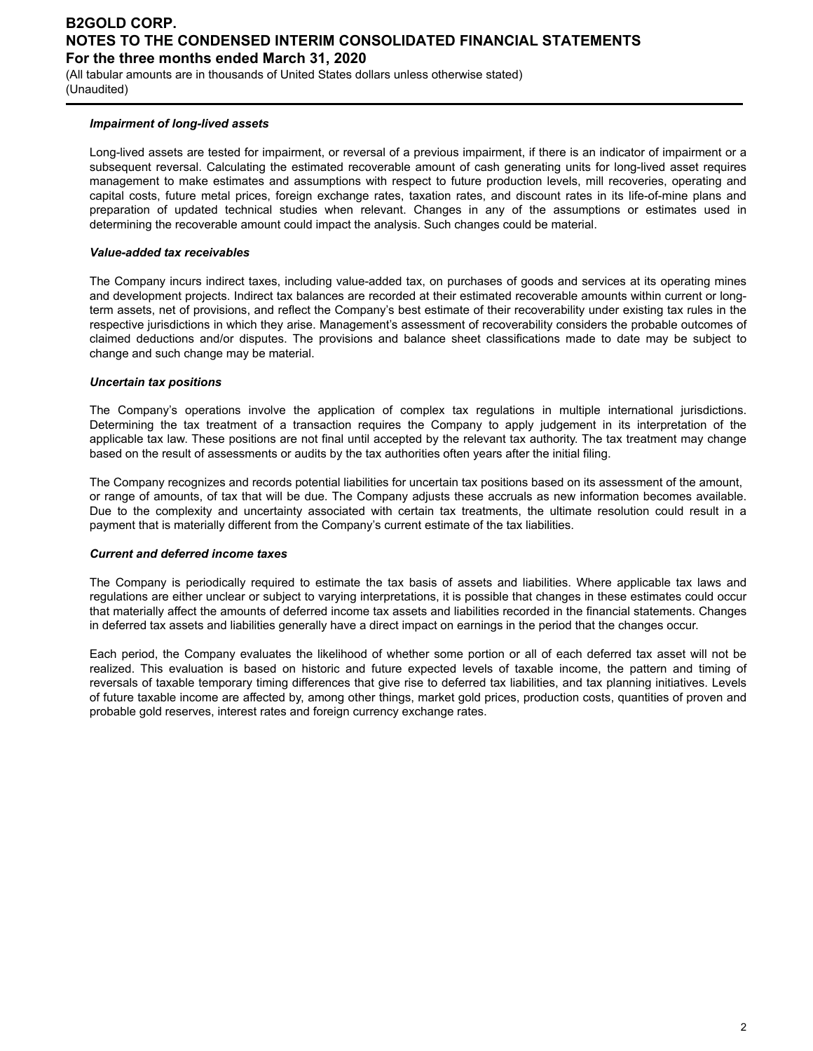***Impairment of long-lived assets***

Long-lived assets are tested for impairment, or reversal of a previous impairment, if there is an indicator of impairment or a subsequent reversal. Calculating the estimated recoverable amount of cash generating units for long-lived asset requires management to make estimates and assumptions with respect to future production levels, mill recoveries, operating and capital costs, future metal prices, foreign exchange rates, taxation rates, and discount rates in its life-of-mine plans and preparation of updated technical studies when relevant. Changes in any of the assumptions or estimates used in determining the recoverable amount could impact the analysis. Such changes could be material.

***Value-added tax receivables***

The Company incurs indirect taxes, including value-added tax, on purchases of goods and services at its operating mines and development projects. Indirect tax balances are recorded at their estimated recoverable amounts within current or long-term assets, net of provisions, and reflect the Company's best estimate of their recoverability under existing tax rules in the respective jurisdictions in which they arise. Management's assessment of recoverability considers the probable outcomes of claimed deductions and/or disputes. The provisions and balance sheet classifications made to date may be subject to change and such change may be material.

***Uncertain tax positions***

The Company's operations involve the application of complex tax regulations in multiple international jurisdictions. Determining the tax treatment of a transaction requires the Company to apply judgement in its interpretation of the applicable tax law. These positions are not final until accepted by the relevant tax authority. The tax treatment may change based on the result of assessments or audits by the tax authorities often years after the initial filing.

The Company recognizes and records potential liabilities for uncertain tax positions based on its assessment of the amount, or range of amounts, of tax that will be due. The Company adjusts these accruals as new information becomes available. Due to the complexity and uncertainty associated with certain tax treatments, the ultimate resolution could result in a payment that is materially different from the Company's current estimate of the tax liabilities.

***Current and deferred income taxes***

The Company is periodically required to estimate the tax basis of assets and liabilities. Where applicable tax laws and regulations are either unclear or subject to varying interpretations, it is possible that changes in these estimates could occur that materially affect the amounts of deferred income tax assets and liabilities recorded in the financial statements. Changes in deferred tax assets and liabilities generally have a direct impact on earnings in the period that the changes occur.

Each period, the Company evaluates the likelihood of whether some portion or all of each deferred tax asset will not be realized. This evaluation is based on historic and future expected levels of taxable income, the pattern and timing of reversals of taxable temporary timing differences that give rise to deferred tax liabilities, and tax planning initiatives. Levels of future taxable income are affected by, among other things, market gold prices, production costs, quantities of proven and probable gold reserves, interest rates and foreign currency exchange rates.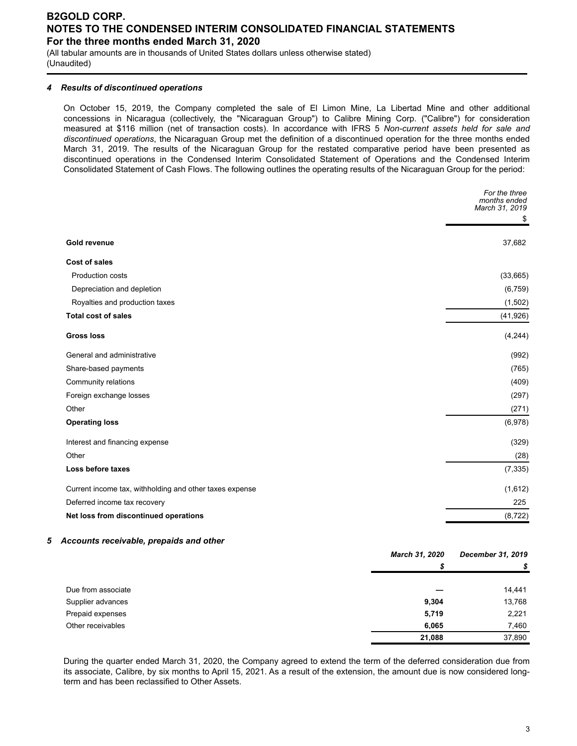# B2GOLD CORP.
# NOTES TO THE CONDENSED INTERIM CONSOLIDATED FINANCIAL STATEMENTS
## For the three months ended March 31, 2020

(All tabular amounts are in thousands of United States dollars unless otherwise stated)
(Unaudited)

### *4 Results of discontinued operations*

On October 15, 2019, the Company completed the sale of El Limon Mine, La Libertad Mine and other additional concessions in Nicaragua (collectively, the "Nicaraguan Group") to Calibre Mining Corp. ("Calibre") for consideration measured at $116 million (net of transaction costs). In accordance with IFRS 5 *Non-current assets held for sale and discontinued operations*, the Nicaraguan Group met the definition of a discontinued operation for the three months ended March 31, 2019. The results of the Nicaraguan Group for the restated comparative period have been presented as discontinued operations in the Condensed Interim Consolidated Statement of Operations and the Condensed Interim Consolidated Statement of Cash Flows. The following outlines the operating results of the Nicaraguan Group for the period:

| | *For the three months ended March 31, 2019* $ |
|---|---|
| **Gold revenue** | 37,682 |
| **Cost of sales** | |
| Production costs | (33,665) |
| Depreciation and depletion | (6,759) |
| Royalties and production taxes | (1,502) |
| **Total cost of sales** | (41,926) |
| **Gross loss** | (4,244) |
| General and administrative | (992) |
| Share-based payments | (765) |
| Community relations | (409) |
| Foreign exchange losses | (297) |
| Other | (271) |
| **Operating loss** | (6,978) |
| Interest and financing expense | (329) |
| Other | (28) |
| **Loss before taxes** | (7,335) |
| Current income tax, withholding and other taxes expense | (1,612) |
| Deferred income tax recovery | 225 |
| **Net loss from discontinued operations** | (8,722) |

### *5 Accounts receivable, prepaids and other*

| | ***March 31, 2020*** *$* | ***December 31, 2019*** *$* |
|---|---|---|
| Due from associate | **—** | 14,441 |
| Supplier advances | **9,304** | 13,768 |
| Prepaid expenses | **5,719** | 2,221 |
| Other receivables | **6,065** | 7,460 |
| | **21,088** | 37,890 |

During the quarter ended March 31, 2020, the Company agreed to extend the term of the deferred consideration due from its associate, Calibre, by six months to April 15, 2021. As a result of the extension, the amount due is now considered long-term and has been reclassified to Other Assets.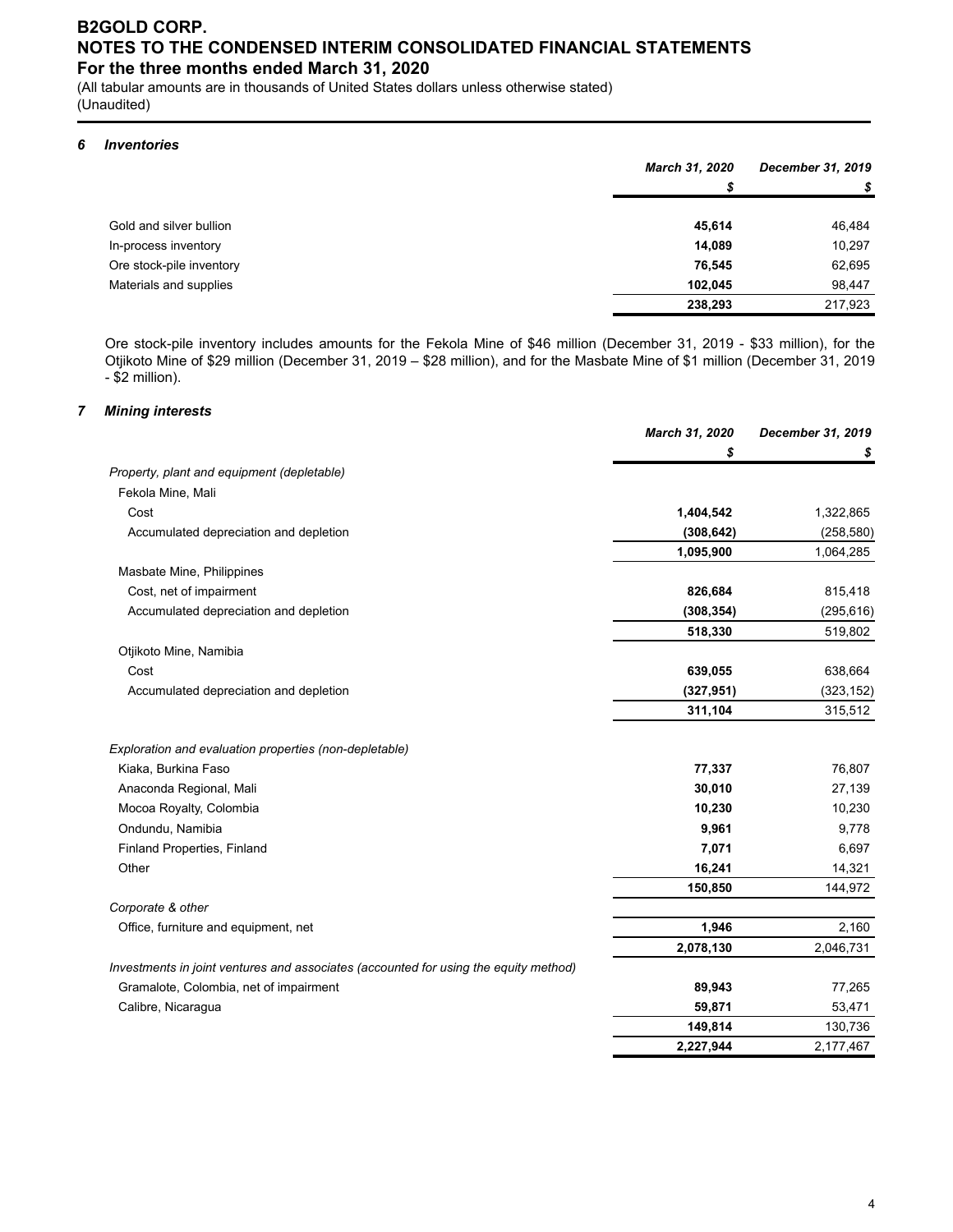# B2GOLD CORP.
# NOTES TO THE CONDENSED INTERIM CONSOLIDATED FINANCIAL STATEMENTS
## For the three months ended March 31, 2020

(All tabular amounts are in thousands of United States dollars unless otherwise stated)
(Unaudited)

### *6 Inventories*

| | *March 31, 2020* | *December 31, 2019* |
|---|---|---|
| | *$* | *$* |
| Gold and silver bullion | **45,614** | 46,484 |
| In-process inventory | **14,089** | 10,297 |
| Ore stock-pile inventory | **76,545** | 62,695 |
| Materials and supplies | **102,045** | 98,447 |
| | **238,293** | 217,923 |

Ore stock-pile inventory includes amounts for the Fekola Mine of $46 million (December 31, 2019 - $33 million), for the Otjikoto Mine of $29 million (December 31, 2019 – $28 million), and for the Masbate Mine of $1 million (December 31, 2019 - $2 million).

### *7 Mining interests*

| | *March 31, 2020* | *December 31, 2019* |
|---|---|---|
| | *$* | *$* |
| *Property, plant and equipment (depletable)* | | |
| Fekola Mine, Mali | | |
| Cost | **1,404,542** | 1,322,865 |
| Accumulated depreciation and depletion | **(308,642)** | (258,580) |
| | **1,095,900** | 1,064,285 |
| Masbate Mine, Philippines | | |
| Cost, net of impairment | **826,684** | 815,418 |
| Accumulated depreciation and depletion | **(308,354)** | (295,616) |
| | **518,330** | 519,802 |
| Otjikoto Mine, Namibia | | |
| Cost | **639,055** | 638,664 |
| Accumulated depreciation and depletion | **(327,951)** | (323,152) |
| | **311,104** | 315,512 |
| *Exploration and evaluation properties (non-depletable)* | | |
| Kiaka, Burkina Faso | **77,337** | 76,807 |
| Anaconda Regional, Mali | **30,010** | 27,139 |
| Mocoa Royalty, Colombia | **10,230** | 10,230 |
| Ondundu, Namibia | **9,961** | 9,778 |
| Finland Properties, Finland | **7,071** | 6,697 |
| Other | **16,241** | 14,321 |
| | **150,850** | 144,972 |
| *Corporate & other* | | |
| Office, furniture and equipment, net | **1,946** | 2,160 |
| | **2,078,130** | 2,046,731 |
| *Investments in joint ventures and associates (accounted for using the equity method)* | | |
| Gramalote, Colombia, net of impairment | **89,943** | 77,265 |
| Calibre, Nicaragua | **59,871** | 53,471 |
| | **149,814** | 130,736 |
| | **2,227,944** | 2,177,467 |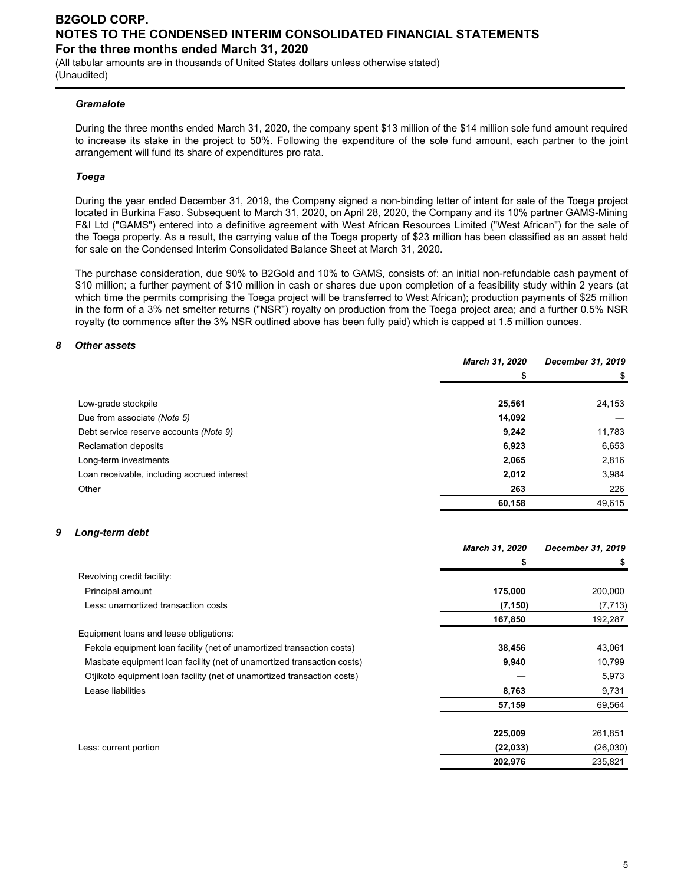### *Gramalote*

During the three months ended March 31, 2020, the company spent $13 million of the $14 million sole fund amount required to increase its stake in the project to 50%. Following the expenditure of the sole fund amount, each partner to the joint arrangement will fund its share of expenditures pro rata.

### *Toega*

During the year ended December 31, 2019, the Company signed a non-binding letter of intent for sale of the Toega project located in Burkina Faso. Subsequent to March 31, 2020, on April 28, 2020, the Company and its 10% partner GAMS-Mining F&I Ltd ("GAMS") entered into a definitive agreement with West African Resources Limited ("West African") for the sale of the Toega property. As a result, the carrying value of the Toega property of $23 million has been classified as an asset held for sale on the Condensed Interim Consolidated Balance Sheet at March 31, 2020.

The purchase consideration, due 90% to B2Gold and 10% to GAMS, consists of: an initial non-refundable cash payment of $10 million; a further payment of $10 million in cash or shares due upon completion of a feasibility study within 2 years (at which time the permits comprising the Toega project will be transferred to West African); production payments of $25 million in the form of a 3% net smelter returns ("NSR") royalty on production from the Toega project area; and a further 0.5% NSR royalty (to commence after the 3% NSR outlined above has been fully paid) which is capped at 1.5 million ounces.

## *8 Other assets*

| | *March 31, 2020* | *December 31, 2019* |
|---|---|---|
| | **$** | **$** |
| Low-grade stockpile | **25,561** | 24,153 |
| Due from associate *(Note 5)* | **14,092** | — |
| Debt service reserve accounts *(Note 9)* | **9,242** | 11,783 |
| Reclamation deposits | **6,923** | 6,653 |
| Long-term investments | **2,065** | 2,816 |
| Loan receivable, including accrued interest | **2,012** | 3,984 |
| Other | **263** | 226 |
| | **60,158** | 49,615 |

## *9 Long-term debt*

| | *March 31, 2020* | *December 31, 2019* |
|---|---|---|
| | **$** | **$** |
| Revolving credit facility: | | |
| Principal amount | **175,000** | 200,000 |
| Less: unamortized transaction costs | **(7,150)** | (7,713) |
| | **167,850** | 192,287 |
| Equipment loans and lease obligations: | | |
| Fekola equipment loan facility (net of unamortized transaction costs) | **38,456** | 43,061 |
| Masbate equipment loan facility (net of unamortized transaction costs) | **9,940** | 10,799 |
| Otjikoto equipment loan facility (net of unamortized transaction costs) | **—** | 5,973 |
| Lease liabilities | **8,763** | 9,731 |
| | **57,159** | 69,564 |
| | | |
| | **225,009** | 261,851 |
| Less: current portion | **(22,033)** | (26,030) |
| | **202,976** | 235,821 |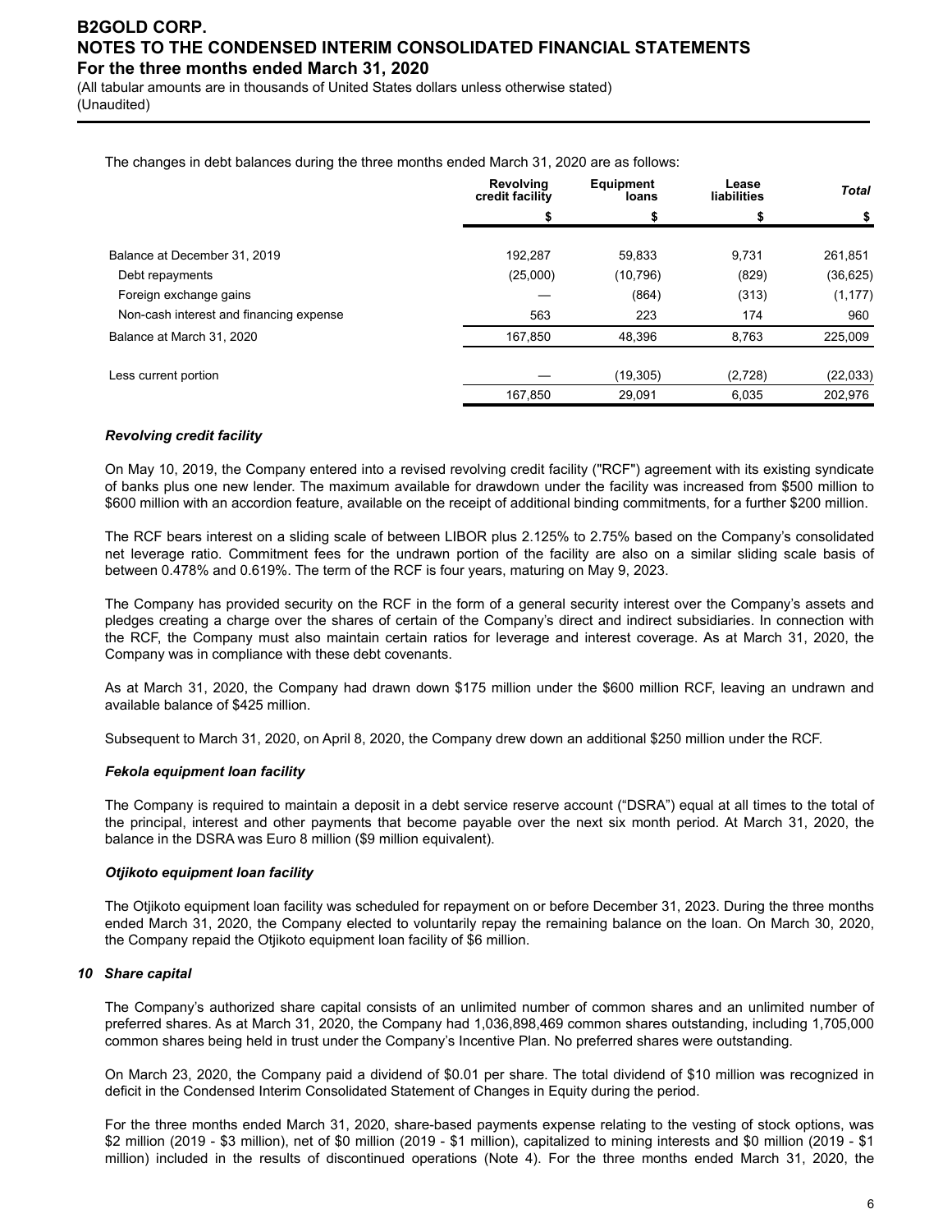The changes in debt balances during the three months ended March 31, 2020 are as follows:

| | Revolving credit facility | Equipment loans | Lease liabilities | *Total* |
|---|---|---|---|---|
| | $ | $ | $ | $ |
| Balance at December 31, 2019 | 192,287 | 59,833 | 9,731 | 261,851 |
| Debt repayments | (25,000) | (10,796) | (829) | (36,625) |
| Foreign exchange gains | — | (864) | (313) | (1,177) |
| Non-cash interest and financing expense | 563 | 223 | 174 | 960 |
| Balance at March 31, 2020 | 167,850 | 48,396 | 8,763 | 225,009 |
| Less current portion | — | (19,305) | (2,728) | (22,033) |
| | 167,850 | 29,091 | 6,035 | 202,976 |

***Revolving credit facility***

On May 10, 2019, the Company entered into a revised revolving credit facility ("RCF") agreement with its existing syndicate of banks plus one new lender. The maximum available for drawdown under the facility was increased from $500 million to $600 million with an accordion feature, available on the receipt of additional binding commitments, for a further $200 million.

The RCF bears interest on a sliding scale of between LIBOR plus 2.125% to 2.75% based on the Company's consolidated net leverage ratio. Commitment fees for the undrawn portion of the facility are also on a similar sliding scale basis of between 0.478% and 0.619%. The term of the RCF is four years, maturing on May 9, 2023.

The Company has provided security on the RCF in the form of a general security interest over the Company's assets and pledges creating a charge over the shares of certain of the Company's direct and indirect subsidiaries. In connection with the RCF, the Company must also maintain certain ratios for leverage and interest coverage. As at March 31, 2020, the Company was in compliance with these debt covenants.

As at March 31, 2020, the Company had drawn down $175 million under the $600 million RCF, leaving an undrawn and available balance of $425 million.

Subsequent to March 31, 2020, on April 8, 2020, the Company drew down an additional $250 million under the RCF.

***Fekola equipment loan facility***

The Company is required to maintain a deposit in a debt service reserve account ("DSRA") equal at all times to the total of the principal, interest and other payments that become payable over the next six month period. At March 31, 2020, the balance in the DSRA was Euro 8 million ($9 million equivalent).

***Otjikoto equipment loan facility***

The Otjikoto equipment loan facility was scheduled for repayment on or before December 31, 2023. During the three months ended March 31, 2020, the Company elected to voluntarily repay the remaining balance on the loan. On March 30, 2020, the Company repaid the Otjikoto equipment loan facility of $6 million.

## *10 Share capital*

The Company's authorized share capital consists of an unlimited number of common shares and an unlimited number of preferred shares. As at March 31, 2020, the Company had 1,036,898,469 common shares outstanding, including 1,705,000 common shares being held in trust under the Company's Incentive Plan. No preferred shares were outstanding.

On March 23, 2020, the Company paid a dividend of $0.01 per share. The total dividend of $10 million was recognized in deficit in the Condensed Interim Consolidated Statement of Changes in Equity during the period.

For the three months ended March 31, 2020, share-based payments expense relating to the vesting of stock options, was $2 million (2019 - $3 million), net of $0 million (2019 - $1 million), capitalized to mining interests and $0 million (2019 - $1 million) included in the results of discontinued operations (Note 4). For the three months ended March 31, 2020, the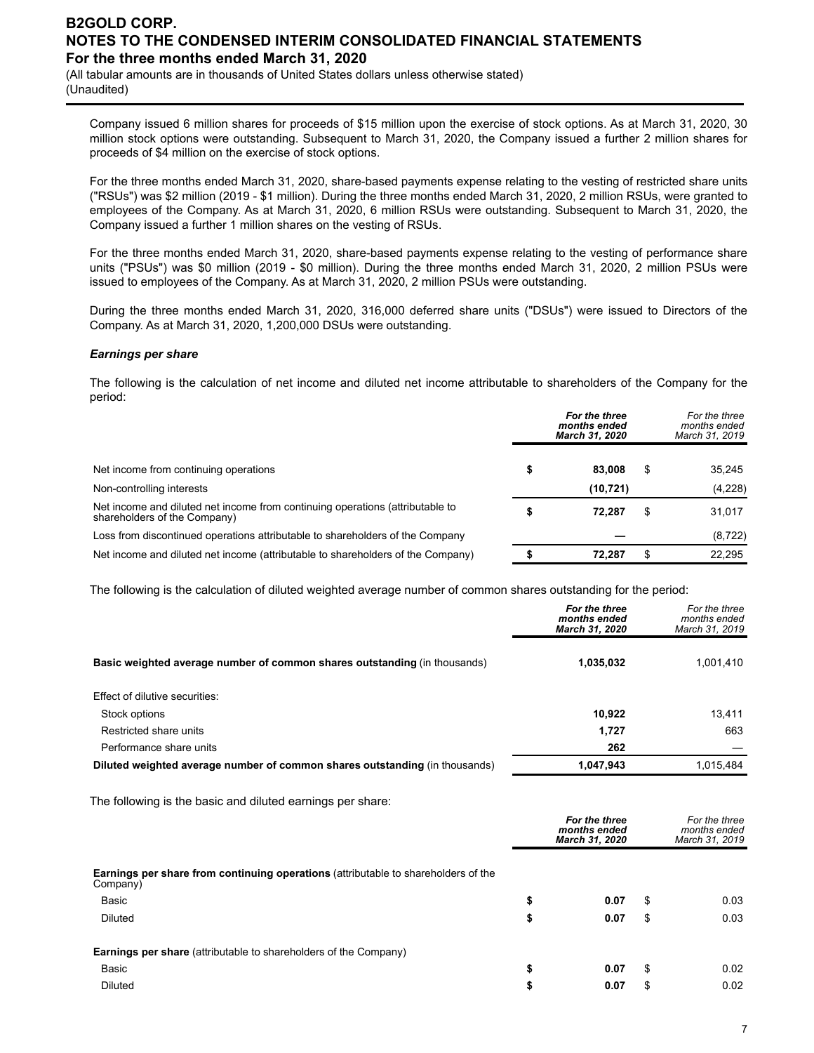Company issued 6 million shares for proceeds of $15 million upon the exercise of stock options. As at March 31, 2020, 30 million stock options were outstanding. Subsequent to March 31, 2020, the Company issued a further 2 million shares for proceeds of $4 million on the exercise of stock options.

For the three months ended March 31, 2020, share-based payments expense relating to the vesting of restricted share units ("RSUs") was $2 million (2019 - $1 million). During the three months ended March 31, 2020, 2 million RSUs, were granted to employees of the Company. As at March 31, 2020, 6 million RSUs were outstanding. Subsequent to March 31, 2020, the Company issued a further 1 million shares on the vesting of RSUs.

For the three months ended March 31, 2020, share-based payments expense relating to the vesting of performance share units ("PSUs") was $0 million (2019 - $0 million). During the three months ended March 31, 2020, 2 million PSUs were issued to employees of the Company. As at March 31, 2020, 2 million PSUs were outstanding.

During the three months ended March 31, 2020, 316,000 deferred share units ("DSUs") were issued to Directors of the Company. As at March 31, 2020, 1,200,000 DSUs were outstanding.

***Earnings per share***

The following is the calculation of net income and diluted net income attributable to shareholders of the Company for the period:

| | ***For the three months ended March 31, 2020*** | *For the three months ended March 31, 2019* |
|---|---|---|
| Net income from continuing operations | **$ 83,008** | $ 35,245 |
| Non-controlling interests | **(10,721)** | (4,228) |
| Net income and diluted net income from continuing operations (attributable to shareholders of the Company) | **$ 72,287** | $ 31,017 |
| Loss from discontinued operations attributable to shareholders of the Company | **—** | (8,722) |
| Net income and diluted net income (attributable to shareholders of the Company) | **$ 72,287** | $ 22,295 |

The following is the calculation of diluted weighted average number of common shares outstanding for the period:

| | ***For the three months ended March 31, 2020*** | *For the three months ended March 31, 2019* |
|---|---|---|
| **Basic weighted average number of common shares outstanding** (in thousands) | **1,035,032** | 1,001,410 |
| Effect of dilutive securities: | | |
| Stock options | **10,922** | 13,411 |
| Restricted share units | **1,727** | 663 |
| Performance share units | **262** | — |
| **Diluted weighted average number of common shares outstanding** (in thousands) | **1,047,943** | 1,015,484 |

The following is the basic and diluted earnings per share:

| | ***For the three months ended March 31, 2020*** | *For the three months ended March 31, 2019* |
|---|---|---|
| **Earnings per share from continuing operations** (attributable to shareholders of the Company) | | |
| Basic | **$ 0.07** | $ 0.03 |
| Diluted | **$ 0.07** | $ 0.03 |
| **Earnings per share** (attributable to shareholders of the Company) | | |
| Basic | **$ 0.07** | $ 0.02 |
| Diluted | **$ 0.07** | $ 0.02 |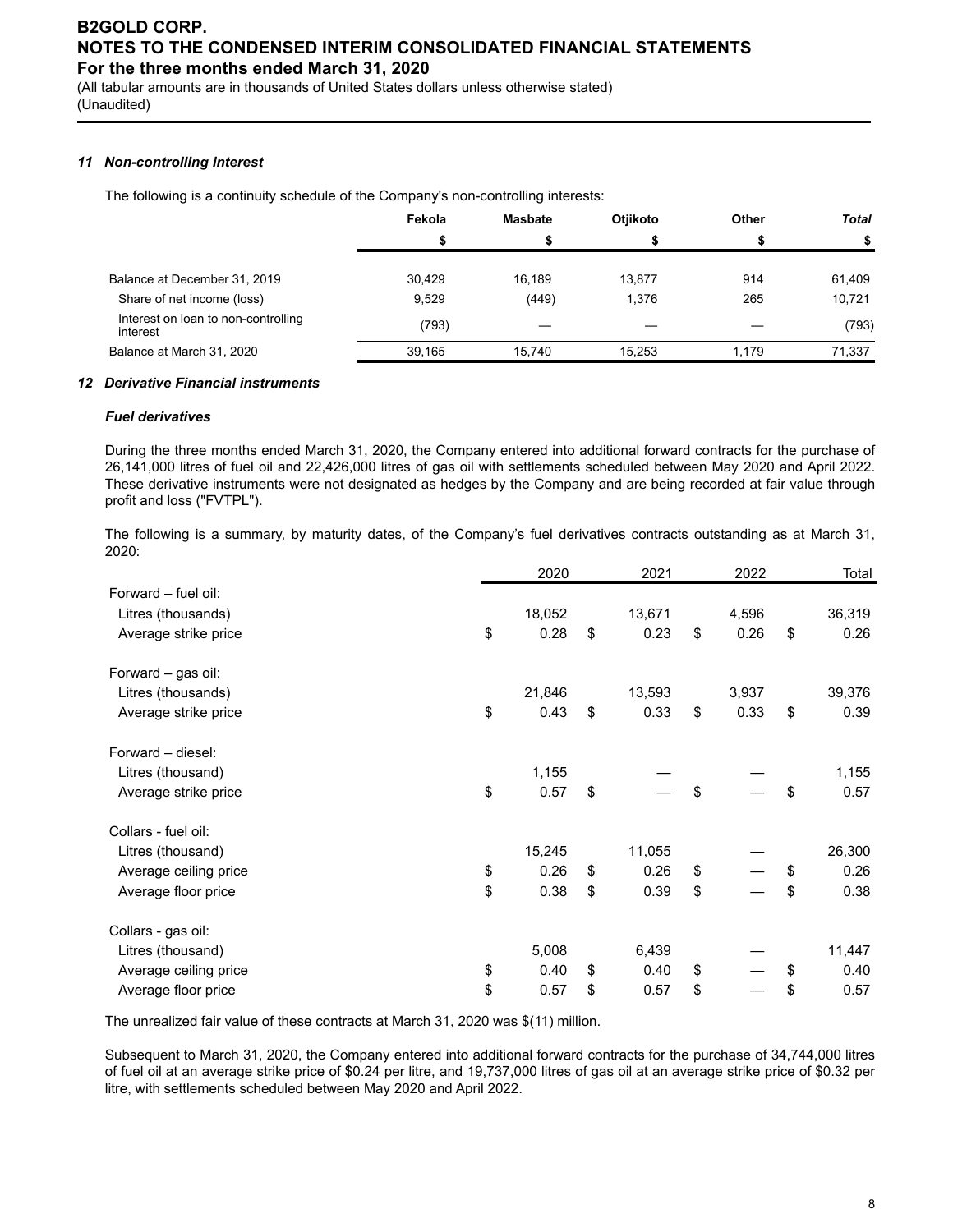### *11 Non-controlling interest*

The following is a continuity schedule of the Company's non-controlling interests:

| | Fekola | Masbate | Otjikoto | Other | *Total* |
|---|---|---|---|---|---|
| | $ | $ | $ | $ | $ |
| Balance at December 31, 2019 | 30,429 | 16,189 | 13,877 | 914 | 61,409 |
| Share of net income (loss) | 9,529 | (449) | 1,376 | 265 | 10,721 |
| Interest on loan to non-controlling interest | (793) | — | — | — | (793) |
| Balance at March 31, 2020 | 39,165 | 15,740 | 15,253 | 1,179 | 71,337 |

### *12 Derivative Financial instruments*

#### *Fuel derivatives*

During the three months ended March 31, 2020, the Company entered into additional forward contracts for the purchase of 26,141,000 litres of fuel oil and 22,426,000 litres of gas oil with settlements scheduled between May 2020 and April 2022. These derivative instruments were not designated as hedges by the Company and are being recorded at fair value through profit and loss ("FVTPL").

The following is a summary, by maturity dates, of the Company's fuel derivatives contracts outstanding as at March 31, 2020:

| | 2020 | 2021 | 2022 | Total |
|---|---|---|---|---|
| Forward – fuel oil: | | | | |
| Litres (thousands) | 18,052 | 13,671 | 4,596 | 36,319 |
| Average strike price | $ 0.28 | $ 0.23 | $ 0.26 | $ 0.26 |
| Forward – gas oil: | | | | |
| Litres (thousands) | 21,846 | 13,593 | 3,937 | 39,376 |
| Average strike price | $ 0.43 | $ 0.33 | $ 0.33 | $ 0.39 |
| Forward – diesel: | | | | |
| Litres (thousand) | 1,155 | — | — | 1,155 |
| Average strike price | $ 0.57 | $ — | $ — | $ 0.57 |
| Collars - fuel oil: | | | | |
| Litres (thousand) | 15,245 | 11,055 | — | 26,300 |
| Average ceiling price | $ 0.26 | $ 0.26 | $ — | $ 0.26 |
| Average floor price | $ 0.38 | $ 0.39 | $ — | $ 0.38 |
| Collars - gas oil: | | | | |
| Litres (thousand) | 5,008 | 6,439 | — | 11,447 |
| Average ceiling price | $ 0.40 | $ 0.40 | $ — | $ 0.40 |
| Average floor price | $ 0.57 | $ 0.57 | $ — | $ 0.57 |

The unrealized fair value of these contracts at March 31, 2020 was $(11) million.

Subsequent to March 31, 2020, the Company entered into additional forward contracts for the purchase of 34,744,000 litres of fuel oil at an average strike price of $0.24 per litre, and 19,737,000 litres of gas oil at an average strike price of $0.32 per litre, with settlements scheduled between May 2020 and April 2022.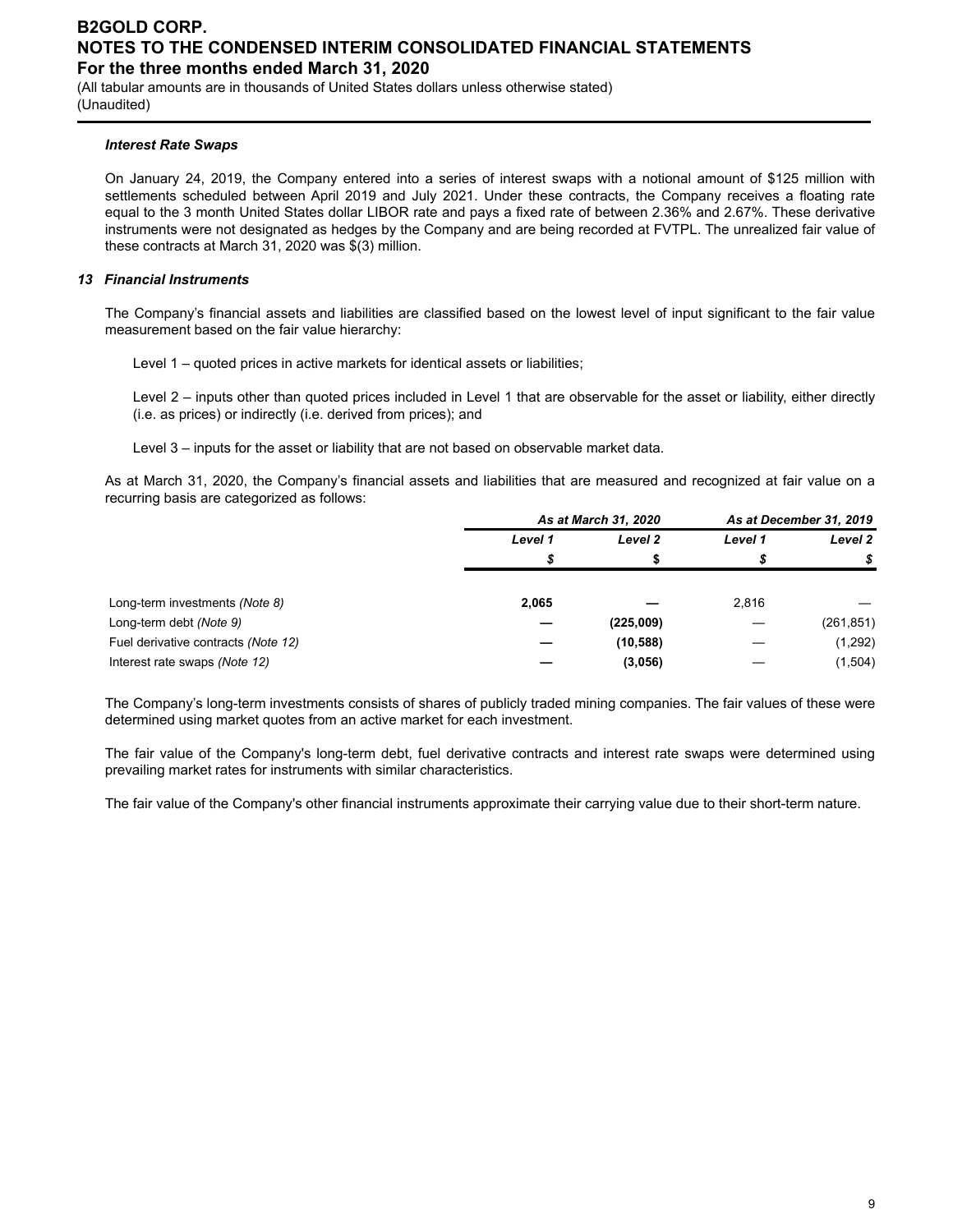#### *Interest Rate Swaps*

On January 24, 2019, the Company entered into a series of interest swaps with a notional amount of $125 million with settlements scheduled between April 2019 and July 2021. Under these contracts, the Company receives a floating rate equal to the 3 month United States dollar LIBOR rate and pays a fixed rate of between 2.36% and 2.67%. These derivative instruments were not designated as hedges by the Company and are being recorded at FVTPL. The unrealized fair value of these contracts at March 31, 2020 was $(3) million.

### *13 Financial Instruments*

The Company's financial assets and liabilities are classified based on the lowest level of input significant to the fair value measurement based on the fair value hierarchy:

Level 1 – quoted prices in active markets for identical assets or liabilities;

Level 2 – inputs other than quoted prices included in Level 1 that are observable for the asset or liability, either directly (i.e. as prices) or indirectly (i.e. derived from prices); and

Level 3 – inputs for the asset or liability that are not based on observable market data.

As at March 31, 2020, the Company's financial assets and liabilities that are measured and recognized at fair value on a recurring basis are categorized as follows:

| | *As at March 31, 2020* | | *As at December 31, 2019* | |
|---|---|---|---|---|
| | *Level 1* | *Level 2* | *Level 1* | *Level 2* |
| | *$* | *$* | *$* | *$* |
| Long-term investments *(Note 8)* | **2,065** | **—** | 2,816 | — |
| Long-term debt *(Note 9)* | **—** | **(225,009)** | — | (261,851) |
| Fuel derivative contracts *(Note 12)* | **—** | **(10,588)** | — | (1,292) |
| Interest rate swaps *(Note 12)* | **—** | **(3,056)** | — | (1,504) |

The Company's long-term investments consists of shares of publicly traded mining companies. The fair values of these were determined using market quotes from an active market for each investment.

The fair value of the Company's long-term debt, fuel derivative contracts and interest rate swaps were determined using prevailing market rates for instruments with similar characteristics.

The fair value of the Company's other financial instruments approximate their carrying value due to their short-term nature.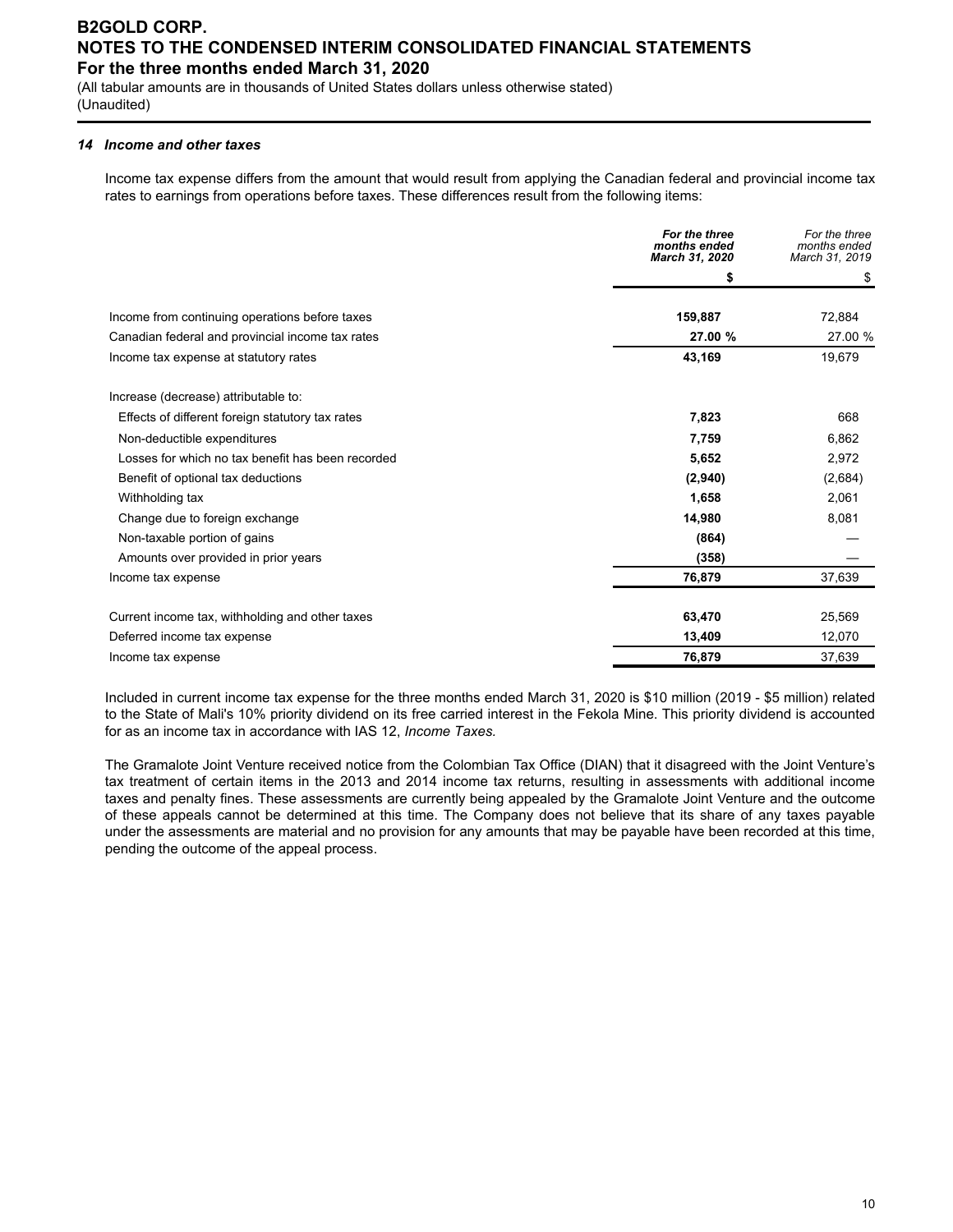# B2GOLD CORP.
# NOTES TO THE CONDENSED INTERIM CONSOLIDATED FINANCIAL STATEMENTS
## For the three months ended March 31, 2020

(All tabular amounts are in thousands of United States dollars unless otherwise stated)
(Unaudited)

### *14 Income and other taxes*

Income tax expense differs from the amount that would result from applying the Canadian federal and provincial income tax rates to earnings from operations before taxes. These differences result from the following items:

| | ***For the three months ended March 31, 2020*** | *For the three months ended March 31, 2019* |
|---|---|---|
| | **$** | $ |
| Income from continuing operations before taxes | **159,887** | 72,884 |
| Canadian federal and provincial income tax rates | **27.00 %** | 27.00 % |
| Income tax expense at statutory rates | **43,169** | 19,679 |
| | | |
| Increase (decrease) attributable to: | | |
| Effects of different foreign statutory tax rates | **7,823** | 668 |
| Non-deductible expenditures | **7,759** | 6,862 |
| Losses for which no tax benefit has been recorded | **5,652** | 2,972 |
| Benefit of optional tax deductions | **(2,940)** | (2,684) |
| Withholding tax | **1,658** | 2,061 |
| Change due to foreign exchange | **14,980** | 8,081 |
| Non-taxable portion of gains | **(864)** | — |
| Amounts over provided in prior years | **(358)** | — |
| Income tax expense | **76,879** | 37,639 |
| | | |
| Current income tax, withholding and other taxes | **63,470** | 25,569 |
| Deferred income tax expense | **13,409** | 12,070 |
| Income tax expense | **76,879** | 37,639 |

Included in current income tax expense for the three months ended March 31, 2020 is $10 million (2019 - $5 million) related to the State of Mali's 10% priority dividend on its free carried interest in the Fekola Mine. This priority dividend is accounted for as an income tax in accordance with IAS 12, *Income Taxes.*

The Gramalote Joint Venture received notice from the Colombian Tax Office (DIAN) that it disagreed with the Joint Venture's tax treatment of certain items in the 2013 and 2014 income tax returns, resulting in assessments with additional income taxes and penalty fines. These assessments are currently being appealed by the Gramalote Joint Venture and the outcome of these appeals cannot be determined at this time. The Company does not believe that its share of any taxes payable under the assessments are material and no provision for any amounts that may be payable have been recorded at this time, pending the outcome of the appeal process.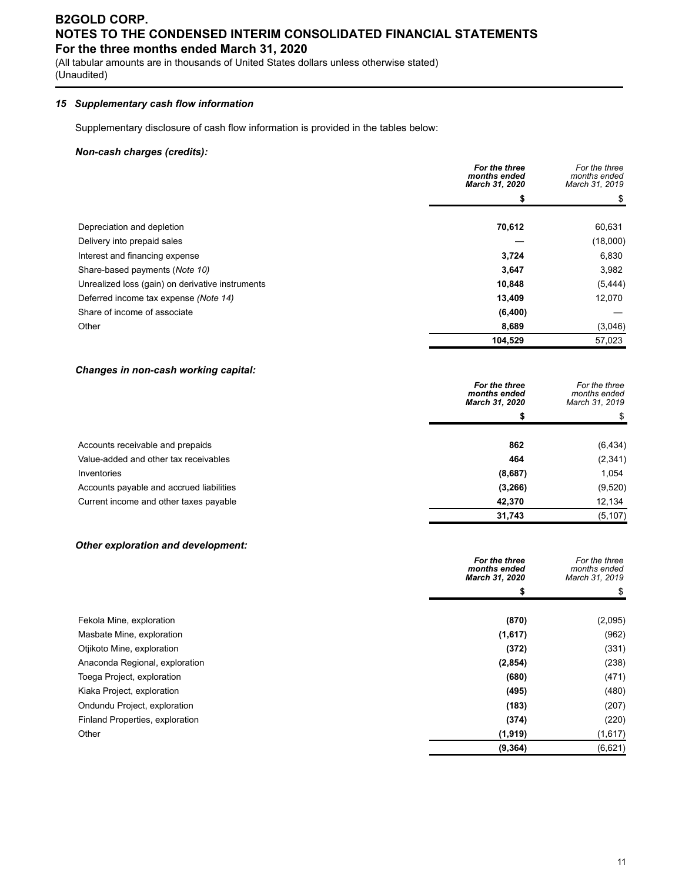# B2GOLD CORP.
## NOTES TO THE CONDENSED INTERIM CONSOLIDATED FINANCIAL STATEMENTS
## For the three months ended March 31, 2020

(All tabular amounts are in thousands of United States dollars unless otherwise stated)
(Unaudited)

### *15 Supplementary cash flow information*

Supplementary disclosure of cash flow information is provided in the tables below:

***Non-cash charges (credits):***

| | ***For the three months ended March 31, 2020*** | *For the three months ended March 31, 2019* |
|---|---|---|
| | **$** | $ |
| Depreciation and depletion | **70,612** | 60,631 |
| Delivery into prepaid sales | **—** | (18,000) |
| Interest and financing expense | **3,724** | 6,830 |
| Share-based payments (*Note 10*) | **3,647** | 3,982 |
| Unrealized loss (gain) on derivative instruments | **10,848** | (5,444) |
| Deferred income tax expense *(Note 14)* | **13,409** | 12,070 |
| Share of income of associate | **(6,400)** | — |
| Other | **8,689** | (3,046) |
| | **104,529** | 57,023 |

***Changes in non-cash working capital:***

| | ***For the three months ended March 31, 2020*** | *For the three months ended March 31, 2019* |
|---|---|---|
| | **$** | $ |
| Accounts receivable and prepaids | **862** | (6,434) |
| Value-added and other tax receivables | **464** | (2,341) |
| Inventories | **(8,687)** | 1,054 |
| Accounts payable and accrued liabilities | **(3,266)** | (9,520) |
| Current income and other taxes payable | **42,370** | 12,134 |
| | **31,743** | (5,107) |

***Other exploration and development:***

| | ***For the three months ended March 31, 2020*** | *For the three months ended March 31, 2019* |
|---|---|---|
| | **$** | $ |
| Fekola Mine, exploration | **(870)** | (2,095) |
| Masbate Mine, exploration | **(1,617)** | (962) |
| Otjikoto Mine, exploration | **(372)** | (331) |
| Anaconda Regional, exploration | **(2,854)** | (238) |
| Toega Project, exploration | **(680)** | (471) |
| Kiaka Project, exploration | **(495)** | (480) |
| Ondundu Project, exploration | **(183)** | (207) |
| Finland Properties, exploration | **(374)** | (220) |
| Other | **(1,919)** | (1,617) |
| | **(9,364)** | (6,621) |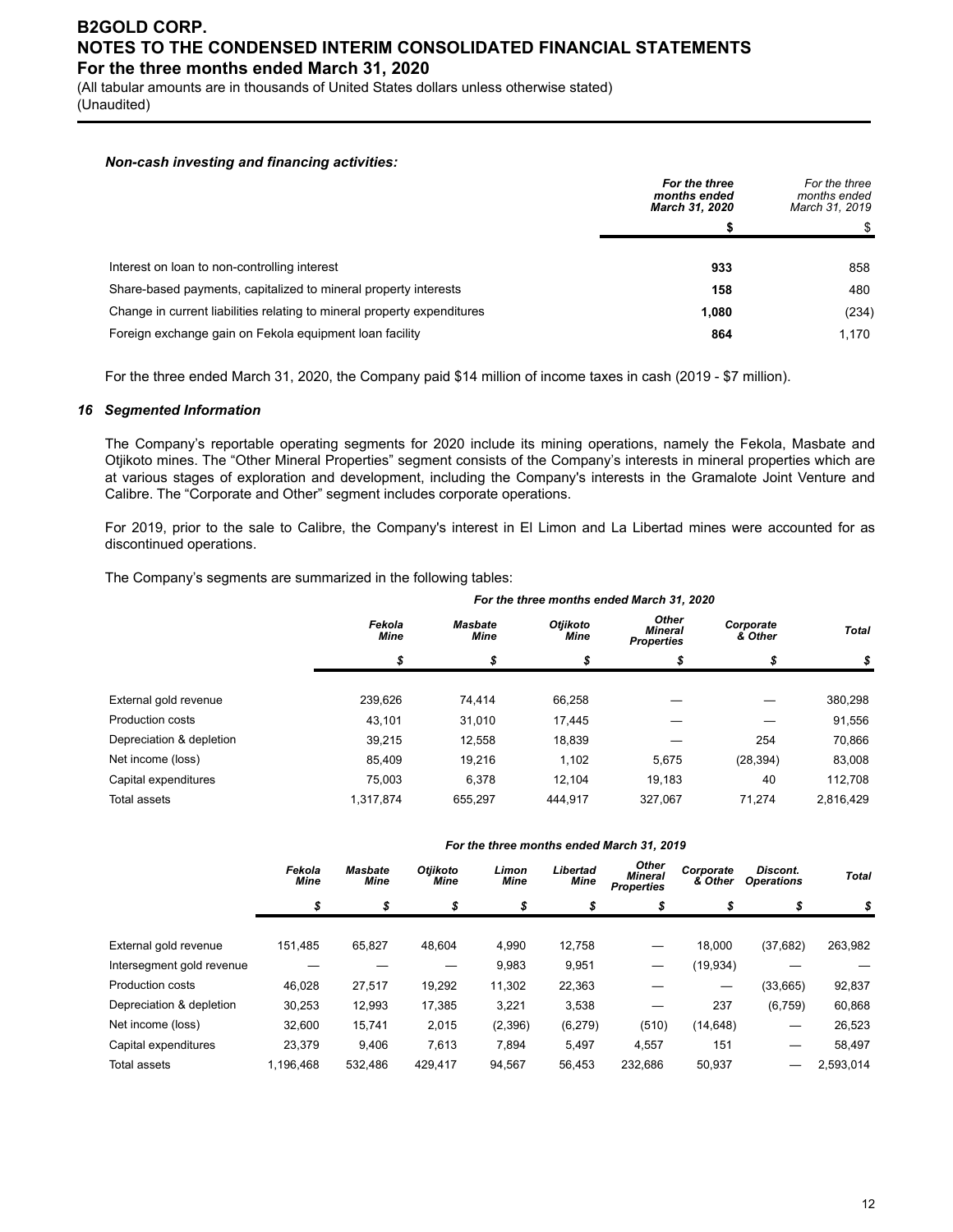***Non-cash investing and financing activities:***

| | ***For the three months ended March 31, 2020*** | *For the three months ended March 31, 2019* |
|---|---|---|
| | **$** | $ |
| Interest on loan to non-controlling interest | **933** | 858 |
| Share-based payments, capitalized to mineral property interests | **158** | 480 |
| Change in current liabilities relating to mineral property expenditures | **1,080** | (234) |
| Foreign exchange gain on Fekola equipment loan facility | **864** | 1,170 |

For the three ended March 31, 2020, the Company paid $14 million of income taxes in cash (2019 - $7 million).

### *16 Segmented Information*

The Company's reportable operating segments for 2020 include its mining operations, namely the Fekola, Masbate and Otjikoto mines. The "Other Mineral Properties" segment consists of the Company's interests in mineral properties which are at various stages of exploration and development, including the Company's interests in the Gramalote Joint Venture and Calibre. The "Corporate and Other" segment includes corporate operations.

For 2019, prior to the sale to Calibre, the Company's interest in El Limon and La Libertad mines were accounted for as discontinued operations.

The Company's segments are summarized in the following tables:

| | ***For the three months ended March 31, 2020*** | | | | | |
|---|---|---|---|---|---|---|
| | ***Fekola Mine*** | ***Masbate Mine*** | ***Otjikoto Mine*** | ***Other Mineral Properties*** | ***Corporate & Other*** | ***Total*** |
| | ***$*** | ***$*** | ***$*** | ***$*** | ***$*** | ***$*** |
| External gold revenue | 239,626 | 74,414 | 66,258 | — | — | 380,298 |
| Production costs | 43,101 | 31,010 | 17,445 | — | — | 91,556 |
| Depreciation & depletion | 39,215 | 12,558 | 18,839 | — | 254 | 70,866 |
| Net income (loss) | 85,409 | 19,216 | 1,102 | 5,675 | (28,394) | 83,008 |
| Capital expenditures | 75,003 | 6,378 | 12,104 | 19,183 | 40 | 112,708 |
| Total assets | 1,317,874 | 655,297 | 444,917 | 327,067 | 71,274 | 2,816,429 |

| | ***For the three months ended March 31, 2019*** | | | | | | | | |
|---|---|---|---|---|---|---|---|---|---|
| | ***Fekola Mine*** | ***Masbate Mine*** | ***Otjikoto Mine*** | ***Limon Mine*** | ***Libertad Mine*** | ***Other Mineral Properties*** | ***Corporate & Other*** | ***Discont. Operations*** | ***Total*** |
| | ***$*** | ***$*** | ***$*** | ***$*** | ***$*** | ***$*** | ***$*** | ***$*** | ***$*** |
| External gold revenue | 151,485 | 65,827 | 48,604 | 4,990 | 12,758 | — | 18,000 | (37,682) | 263,982 |
| Intersegment gold revenue | — | — | — | 9,983 | 9,951 | — | (19,934) | — | — |
| Production costs | 46,028 | 27,517 | 19,292 | 11,302 | 22,363 | — | — | (33,665) | 92,837 |
| Depreciation & depletion | 30,253 | 12,993 | 17,385 | 3,221 | 3,538 | — | 237 | (6,759) | 60,868 |
| Net income (loss) | 32,600 | 15,741 | 2,015 | (2,396) | (6,279) | (510) | (14,648) | — | 26,523 |
| Capital expenditures | 23,379 | 9,406 | 7,613 | 7,894 | 5,497 | 4,557 | 151 | — | 58,497 |
| Total assets | 1,196,468 | 532,486 | 429,417 | 94,567 | 56,453 | 232,686 | 50,937 | — | 2,593,014 |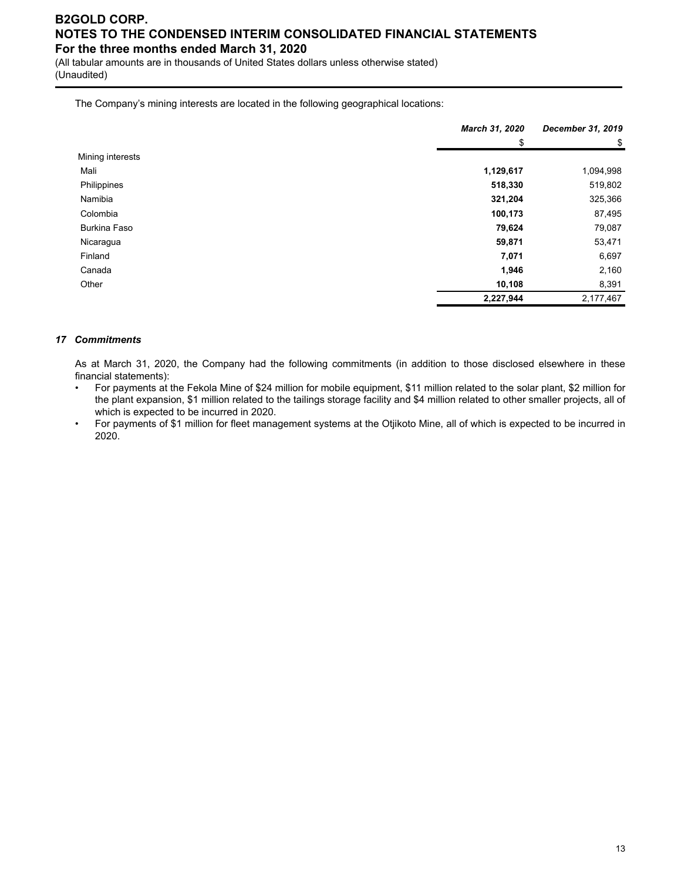The Company's mining interests are located in the following geographical locations:

| | March 31, 2020 | December 31, 2019 |
|---|---|---|
| | $ | $ |
| Mining interests | | |
| Mali | **1,129,617** | 1,094,998 |
| Philippines | **518,330** | 519,802 |
| Namibia | **321,204** | 325,366 |
| Colombia | **100,173** | 87,495 |
| Burkina Faso | **79,624** | 79,087 |
| Nicaragua | **59,871** | 53,471 |
| Finland | **7,071** | 6,697 |
| Canada | **1,946** | 2,160 |
| Other | **10,108** | 8,391 |
| | **2,227,944** | 2,177,467 |

### *17 Commitments*

As at March 31, 2020, the Company had the following commitments (in addition to those disclosed elsewhere in these financial statements):

- For payments at the Fekola Mine of $24 million for mobile equipment, $11 million related to the solar plant, $2 million for the plant expansion, $1 million related to the tailings storage facility and $4 million related to other smaller projects, all of which is expected to be incurred in 2020.
- For payments of $1 million for fleet management systems at the Otjikoto Mine, all of which is expected to be incurred in 2020.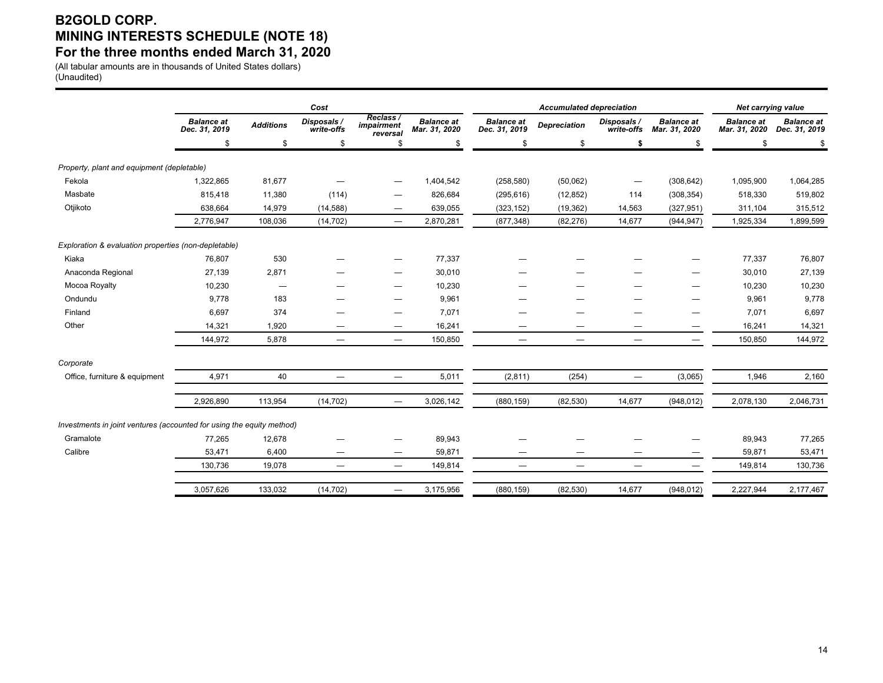# B2GOLD CORP.
# MINING INTERESTS SCHEDULE (NOTE 18)
# For the three months ended March 31, 2020

(All tabular amounts are in thousands of United States dollars)
(Unaudited)

| | *Cost* | | | | | *Accumulated depreciation* | | | | *Net carrying value* | |
|---|---|---|---|---|---|---|---|---|---|---|---|
| | ***Balance at Dec. 31, 2019*** | ***Additions*** | ***Disposals / write-offs*** | ***Reclass / impairment reversal*** | ***Balance at Mar. 31, 2020*** | ***Balance at Dec. 31, 2019*** | ***Depreciation*** | ***Disposals / write-offs*** | ***Balance at Mar. 31, 2020*** | ***Balance at Mar. 31, 2020*** | ***Balance at Dec. 31, 2019*** |
| | $ | $ | $ | $ | $ | $ | $ | **$** | $ | $ | $ |
| *Property, plant and equipment (depletable)* | | | | | | | | | | | |
| Fekola | 1,322,865 | 81,677 | — | — | 1,404,542 | (258,580) | (50,062) | — | (308,642) | 1,095,900 | 1,064,285 |
| Masbate | 815,418 | 11,380 | (114) | — | 826,684 | (295,616) | (12,852) | 114 | (308,354) | 518,330 | 519,802 |
| Otjikoto | 638,664 | 14,979 | (14,588) | — | 639,055 | (323,152) | (19,362) | 14,563 | (327,951) | 311,104 | 315,512 |
| | 2,776,947 | 108,036 | (14,702) | — | 2,870,281 | (877,348) | (82,276) | 14,677 | (944,947) | 1,925,334 | 1,899,599 |
| *Exploration & evaluation properties (non-depletable)* | | | | | | | | | | | |
| Kiaka | 76,807 | 530 | — | — | 77,337 | — | — | — | — | 77,337 | 76,807 |
| Anaconda Regional | 27,139 | 2,871 | — | — | 30,010 | — | — | — | — | 30,010 | 27,139 |
| Mocoa Royalty | 10,230 | — | — | — | 10,230 | — | — | — | — | 10,230 | 10,230 |
| Ondundu | 9,778 | 183 | — | — | 9,961 | — | — | — | — | 9,961 | 9,778 |
| Finland | 6,697 | 374 | — | — | 7,071 | — | — | — | — | 7,071 | 6,697 |
| Other | 14,321 | 1,920 | — | — | 16,241 | — | — | — | — | 16,241 | 14,321 |
| | 144,972 | 5,878 | — | — | 150,850 | — | — | — | — | 150,850 | 144,972 |
| *Corporate* | | | | | | | | | | | |
| Office, furniture & equipment | 4,971 | 40 | — | — | 5,011 | (2,811) | (254) | — | (3,065) | 1,946 | 2,160 |
| | 2,926,890 | 113,954 | (14,702) | — | 3,026,142 | (880,159) | (82,530) | 14,677 | (948,012) | 2,078,130 | 2,046,731 |
| *Investments in joint ventures (accounted for using the equity method)* | | | | | | | | | | | |
| Gramalote | 77,265 | 12,678 | — | — | 89,943 | — | — | — | — | 89,943 | 77,265 |
| Calibre | 53,471 | 6,400 | — | — | 59,871 | — | — | — | — | 59,871 | 53,471 |
| | 130,736 | 19,078 | — | — | 149,814 | — | — | — | — | 149,814 | 130,736 |
| | 3,057,626 | 133,032 | (14,702) | — | 3,175,956 | (880,159) | (82,530) | 14,677 | (948,012) | 2,227,944 | 2,177,467 |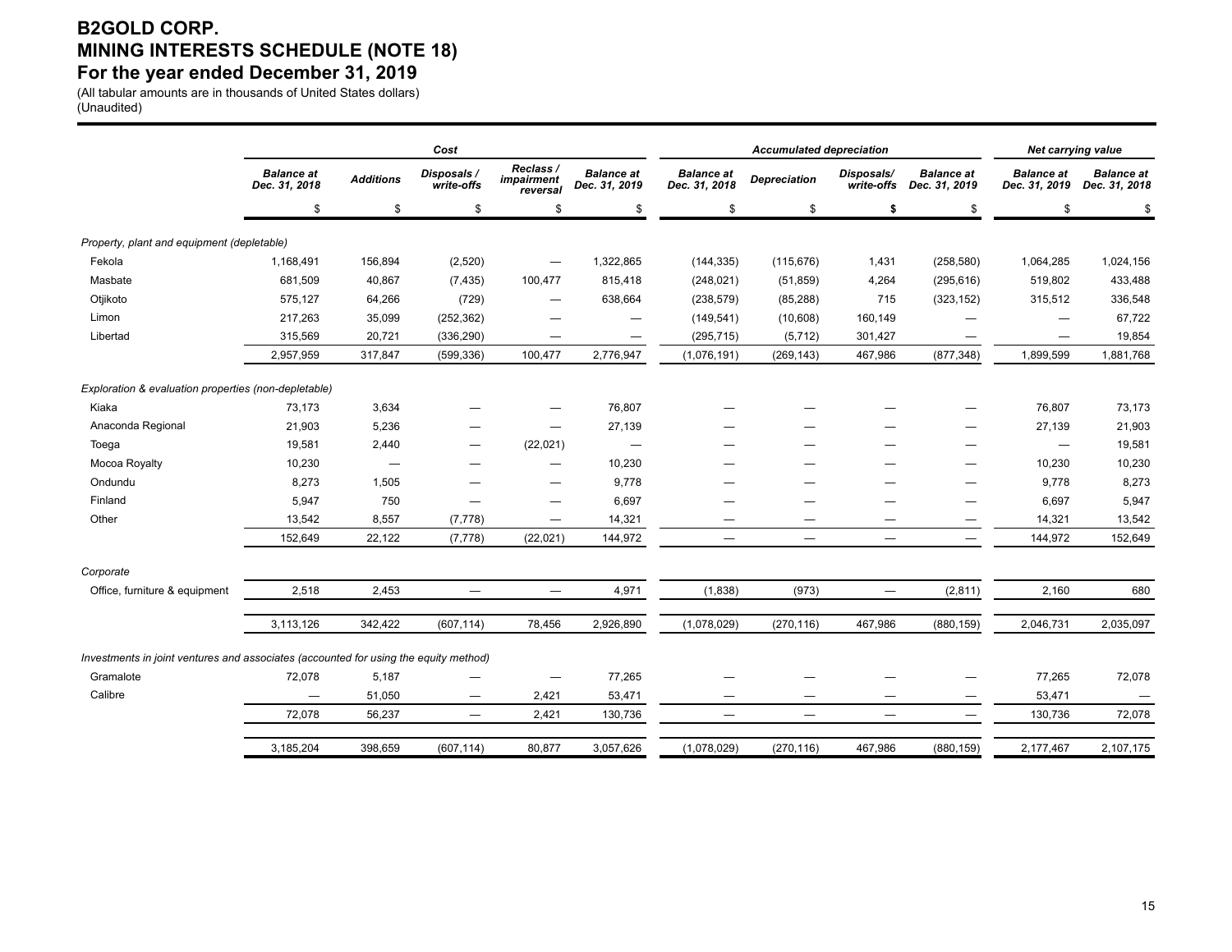# B2GOLD CORP.
# MINING INTERESTS SCHEDULE (NOTE 18)
# For the year ended December 31, 2019

(All tabular amounts are in thousands of United States dollars)
(Unaudited)

| | *Cost* | | | | | *Accumulated depreciation* | | | | *Net carrying value* | |
|---|---|---|---|---|---|---|---|---|---|---|---|
| | ***Balance at Dec. 31, 2018*** | ***Additions*** | ***Disposals / write-offs*** | ***Reclass / impairment reversal*** | ***Balance at Dec. 31, 2019*** | ***Balance at Dec. 31, 2018*** | ***Depreciation*** | ***Disposals/ write-offs*** | ***Balance at Dec. 31, 2019*** | ***Balance at Dec. 31, 2019*** | ***Balance at Dec. 31, 2018*** |
| | $ | $ | $ | $ | $ | $ | $ | **$** | $ | $ | $ |
| *Property, plant and equipment (depletable)* | | | | | | | | | | | |
| Fekola | 1,168,491 | 156,894 | (2,520) | — | 1,322,865 | (144,335) | (115,676) | 1,431 | (258,580) | 1,064,285 | 1,024,156 |
| Masbate | 681,509 | 40,867 | (7,435) | 100,477 | 815,418 | (248,021) | (51,859) | 4,264 | (295,616) | 519,802 | 433,488 |
| Otjikoto | 575,127 | 64,266 | (729) | — | 638,664 | (238,579) | (85,288) | 715 | (323,152) | 315,512 | 336,548 |
| Limon | 217,263 | 35,099 | (252,362) | — | — | (149,541) | (10,608) | 160,149 | — | — | 67,722 |
| Libertad | 315,569 | 20,721 | (336,290) | — | — | (295,715) | (5,712) | 301,427 | — | — | 19,854 |
| | 2,957,959 | 317,847 | (599,336) | 100,477 | 2,776,947 | (1,076,191) | (269,143) | 467,986 | (877,348) | 1,899,599 | 1,881,768 |
| *Exploration & evaluation properties (non-depletable)* | | | | | | | | | | | |
| Kiaka | 73,173 | 3,634 | — | — | 76,807 | — | — | — | — | 76,807 | 73,173 |
| Anaconda Regional | 21,903 | 5,236 | — | — | 27,139 | — | — | — | — | 27,139 | 21,903 |
| Toega | 19,581 | 2,440 | — | (22,021) | — | — | — | — | — | — | 19,581 |
| Mocoa Royalty | 10,230 | — | — | — | 10,230 | — | — | — | — | 10,230 | 10,230 |
| Ondundu | 8,273 | 1,505 | — | — | 9,778 | — | — | — | — | 9,778 | 8,273 |
| Finland | 5,947 | 750 | — | — | 6,697 | — | — | — | — | 6,697 | 5,947 |
| Other | 13,542 | 8,557 | (7,778) | — | 14,321 | — | — | — | — | 14,321 | 13,542 |
| | 152,649 | 22,122 | (7,778) | (22,021) | 144,972 | — | — | — | — | 144,972 | 152,649 |
| *Corporate* | | | | | | | | | | | |
| Office, furniture & equipment | 2,518 | 2,453 | — | — | 4,971 | (1,838) | (973) | — | (2,811) | 2,160 | 680 |
| | 3,113,126 | 342,422 | (607,114) | 78,456 | 2,926,890 | (1,078,029) | (270,116) | 467,986 | (880,159) | 2,046,731 | 2,035,097 |
| *Investments in joint ventures and associates (accounted for using the equity method)* | | | | | | | | | | | |
| Gramalote | 72,078 | 5,187 | — | — | 77,265 | — | — | — | — | 77,265 | 72,078 |
| Calibre | — | 51,050 | — | 2,421 | 53,471 | — | — | — | — | 53,471 | — |
| | 72,078 | 56,237 | — | 2,421 | 130,736 | — | — | — | — | 130,736 | 72,078 |
| | 3,185,204 | 398,659 | (607,114) | 80,877 | 3,057,626 | (1,078,029) | (270,116) | 467,986 | (880,159) | 2,177,467 | 2,107,175 |